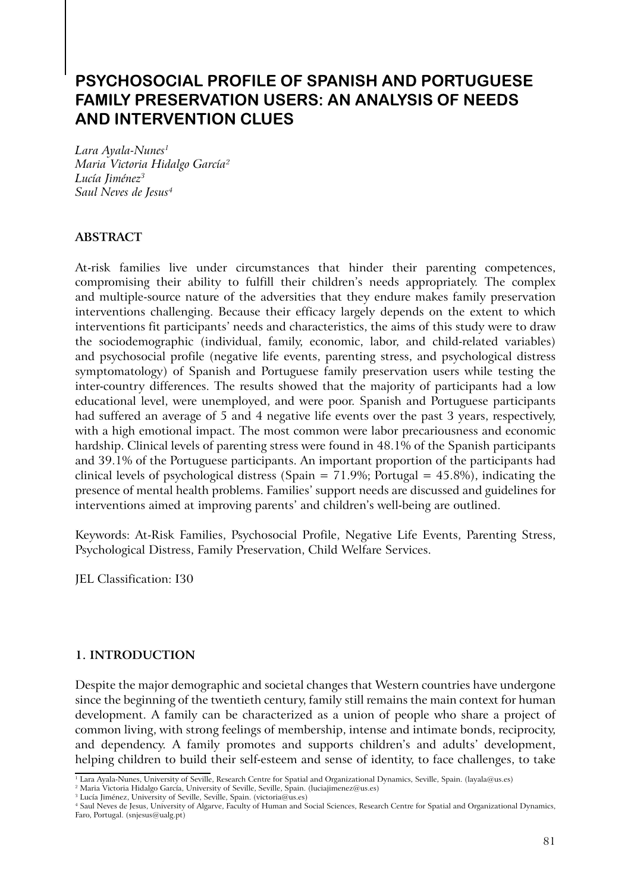# PSYCHOSOCIAL PROFILE OF SPANISH AND PORTUGUESE FAMILY PRESERVATION USERS: AN ANALYSIS OF NEEDS AND INTERVENTION CLUES

*Lara Ayala-Nunes*[1]
*Maria Victoria Hidalgo García*[2]
*Lucía Jiménez*[3]
*Saul Neves de Jesus*[4]

## ABSTRACT

At-risk families live under circumstances that hinder their parenting competences, compromising their ability to fulfill their children's needs appropriately. The complex and multiple-source nature of the adversities that they endure makes family preservation interventions challenging. Because their efficacy largely depends on the extent to which interventions fit participants' needs and characteristics, the aims of this study were to draw the sociodemographic (individual, family, economic, labor, and child-related variables) and psychosocial profile (negative life events, parenting stress, and psychological distress symptomatology) of Spanish and Portuguese family preservation users while testing the inter-country differences. The results showed that the majority of participants had a low educational level, were unemployed, and were poor. Spanish and Portuguese participants had suffered an average of 5 and 4 negative life events over the past 3 years, respectively, with a high emotional impact. The most common were labor precariousness and economic hardship. Clinical levels of parenting stress were found in 48.1% of the Spanish participants and 39.1% of the Portuguese participants. An important proportion of the participants had clinical levels of psychological distress (Spain = 71.9%; Portugal = 45.8%), indicating the presence of mental health problems. Families' support needs are discussed and guidelines for interventions aimed at improving parents' and children's well-being are outlined.

Keywords: At-Risk Families, Psychosocial Profile, Negative Life Events, Parenting Stress, Psychological Distress, Family Preservation, Child Welfare Services.

JEL Classification: I30

## 1. INTRODUCTION

Despite the major demographic and societal changes that Western countries have undergone since the beginning of the twentieth century, family still remains the main context for human development. A family can be characterized as a union of people who share a project of common living, with strong feelings of membership, intense and intimate bonds, reciprocity, and dependency. A family promotes and supports children's and adults' development, helping children to build their self-esteem and sense of identity, to face challenges, to take

---

[1] Lara Ayala-Nunes, University of Seville, Research Centre for Spatial and Organizational Dynamics, Seville, Spain. (layala@us.es)
[2] Maria Victoria Hidalgo García, University of Seville, Seville, Spain. (luciajimenez@us.es)
[3] Lucía Jiménez, University of Seville, Seville, Spain. (victoria@us.es)
[4] Saul Neves de Jesus, University of Algarve, Faculty of Human and Social Sciences, Research Centre for Spatial and Organizational Dynamics, Faro, Portugal. (snjesus@ualg.pt)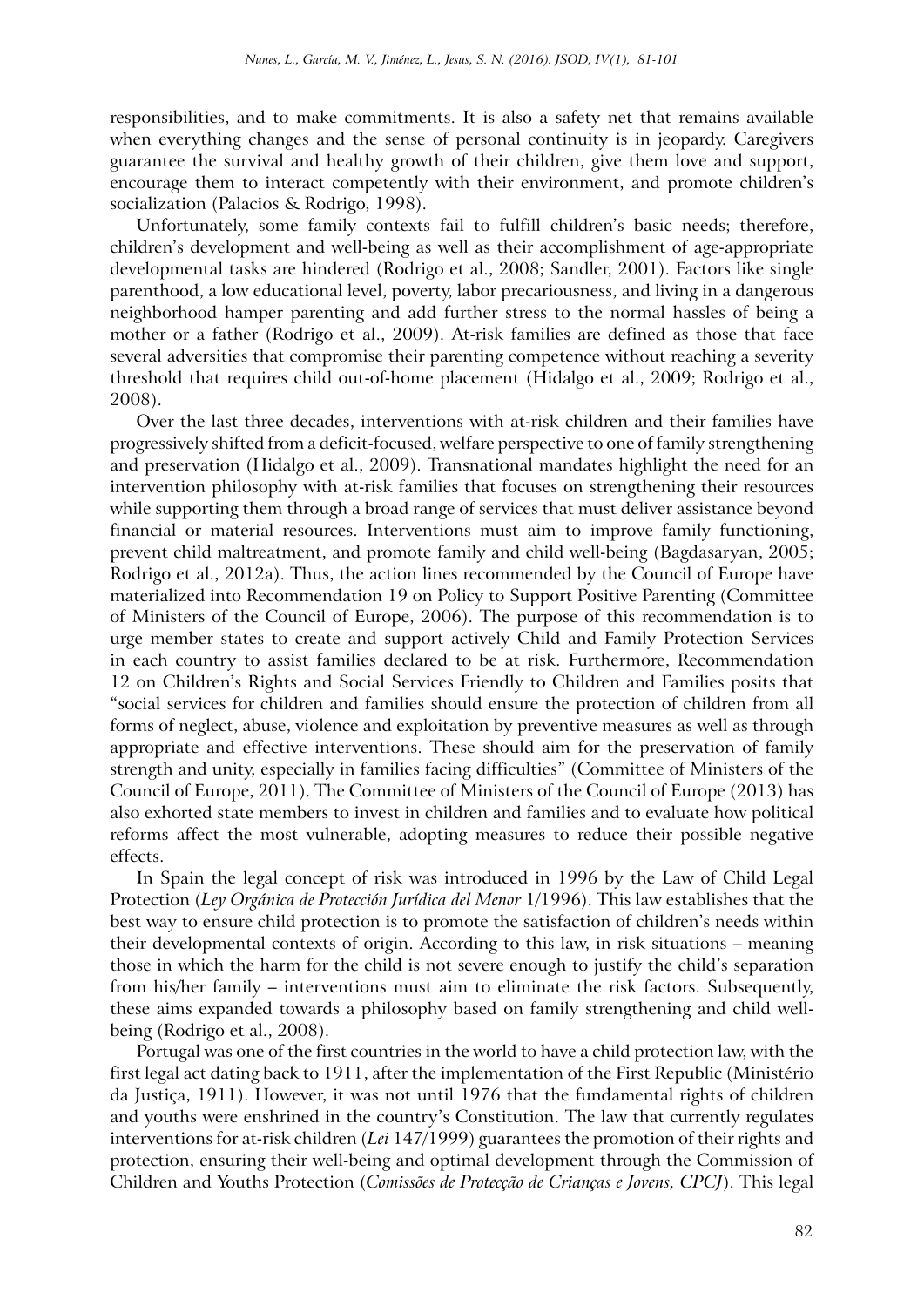responsibilities, and to make commitments. It is also a safety net that remains available when everything changes and the sense of personal continuity is in jeopardy. Caregivers guarantee the survival and healthy growth of their children, give them love and support, encourage them to interact competently with their environment, and promote children's socialization (Palacios & Rodrigo, 1998).

Unfortunately, some family contexts fail to fulfill children's basic needs; therefore, children's development and well-being as well as their accomplishment of age-appropriate developmental tasks are hindered (Rodrigo et al., 2008; Sandler, 2001). Factors like single parenthood, a low educational level, poverty, labor precariousness, and living in a dangerous neighborhood hamper parenting and add further stress to the normal hassles of being a mother or a father (Rodrigo et al., 2009). At-risk families are defined as those that face several adversities that compromise their parenting competence without reaching a severity threshold that requires child out-of-home placement (Hidalgo et al., 2009; Rodrigo et al., 2008).

Over the last three decades, interventions with at-risk children and their families have progressively shifted from a deficit-focused, welfare perspective to one of family strengthening and preservation (Hidalgo et al., 2009). Transnational mandates highlight the need for an intervention philosophy with at-risk families that focuses on strengthening their resources while supporting them through a broad range of services that must deliver assistance beyond financial or material resources. Interventions must aim to improve family functioning, prevent child maltreatment, and promote family and child well-being (Bagdasaryan, 2005; Rodrigo et al., 2012a). Thus, the action lines recommended by the Council of Europe have materialized into Recommendation 19 on Policy to Support Positive Parenting (Committee of Ministers of the Council of Europe, 2006). The purpose of this recommendation is to urge member states to create and support actively Child and Family Protection Services in each country to assist families declared to be at risk. Furthermore, Recommendation 12 on Children's Rights and Social Services Friendly to Children and Families posits that "social services for children and families should ensure the protection of children from all forms of neglect, abuse, violence and exploitation by preventive measures as well as through appropriate and effective interventions. These should aim for the preservation of family strength and unity, especially in families facing difficulties" (Committee of Ministers of the Council of Europe, 2011). The Committee of Ministers of the Council of Europe (2013) has also exhorted state members to invest in children and families and to evaluate how political reforms affect the most vulnerable, adopting measures to reduce their possible negative effects.

In Spain the legal concept of risk was introduced in 1996 by the Law of Child Legal Protection (*Ley Orgánica de Protección Jurídica del Menor* 1/1996). This law establishes that the best way to ensure child protection is to promote the satisfaction of children's needs within their developmental contexts of origin. According to this law, in risk situations – meaning those in which the harm for the child is not severe enough to justify the child's separation from his/her family – interventions must aim to eliminate the risk factors. Subsequently, these aims expanded towards a philosophy based on family strengthening and child well-being (Rodrigo et al., 2008).

Portugal was one of the first countries in the world to have a child protection law, with the first legal act dating back to 1911, after the implementation of the First Republic (Ministério da Justiça, 1911). However, it was not until 1976 that the fundamental rights of children and youths were enshrined in the country's Constitution. The law that currently regulates interventions for at-risk children (*Lei* 147/1999) guarantees the promotion of their rights and protection, ensuring their well-being and optimal development through the Commission of Children and Youths Protection (*Comissões de Protecção de Crianças e Jovens, CPCJ*). This legal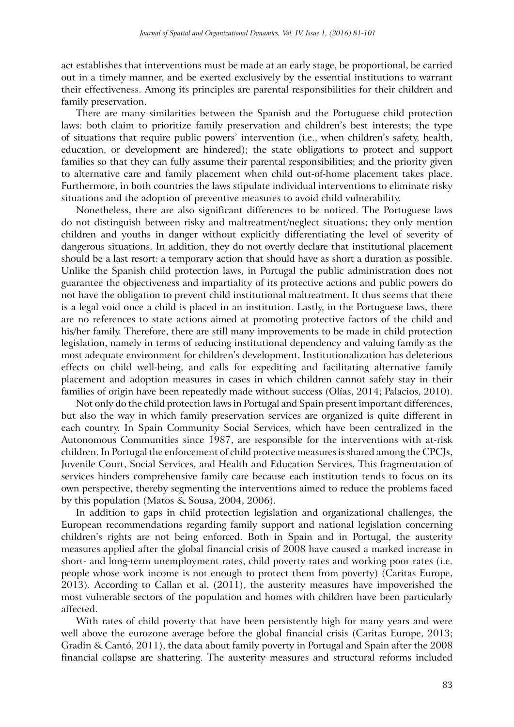act establishes that interventions must be made at an early stage, be proportional, be carried out in a timely manner, and be exerted exclusively by the essential institutions to warrant their effectiveness. Among its principles are parental responsibilities for their children and family preservation.

There are many similarities between the Spanish and the Portuguese child protection laws: both claim to prioritize family preservation and children's best interests; the type of situations that require public powers' intervention (i.e., when children's safety, health, education, or development are hindered); the state obligations to protect and support families so that they can fully assume their parental responsibilities; and the priority given to alternative care and family placement when child out-of-home placement takes place. Furthermore, in both countries the laws stipulate individual interventions to eliminate risky situations and the adoption of preventive measures to avoid child vulnerability.

Nonetheless, there are also significant differences to be noticed. The Portuguese laws do not distinguish between risky and maltreatment/neglect situations; they only mention children and youths in danger without explicitly differentiating the level of severity of dangerous situations. In addition, they do not overtly declare that institutional placement should be a last resort: a temporary action that should have as short a duration as possible. Unlike the Spanish child protection laws, in Portugal the public administration does not guarantee the objectiveness and impartiality of its protective actions and public powers do not have the obligation to prevent child institutional maltreatment. It thus seems that there is a legal void once a child is placed in an institution. Lastly, in the Portuguese laws, there are no references to state actions aimed at promoting protective factors of the child and his/her family. Therefore, there are still many improvements to be made in child protection legislation, namely in terms of reducing institutional dependency and valuing family as the most adequate environment for children's development. Institutionalization has deleterious effects on child well-being, and calls for expediting and facilitating alternative family placement and adoption measures in cases in which children cannot safely stay in their families of origin have been repeatedly made without success (Olías, 2014; Palacios, 2010).

Not only do the child protection laws in Portugal and Spain present important differences, but also the way in which family preservation services are organized is quite different in each country. In Spain Community Social Services, which have been centralized in the Autonomous Communities since 1987, are responsible for the interventions with at-risk children. In Portugal the enforcement of child protective measures is shared among the CPCJs, Juvenile Court, Social Services, and Health and Education Services. This fragmentation of services hinders comprehensive family care because each institution tends to focus on its own perspective, thereby segmenting the interventions aimed to reduce the problems faced by this population (Matos & Sousa, 2004, 2006).

In addition to gaps in child protection legislation and organizational challenges, the European recommendations regarding family support and national legislation concerning children's rights are not being enforced. Both in Spain and in Portugal, the austerity measures applied after the global financial crisis of 2008 have caused a marked increase in short- and long-term unemployment rates, child poverty rates and working poor rates (i.e. people whose work income is not enough to protect them from poverty) (Caritas Europe, 2013). According to Callan et al. (2011), the austerity measures have impoverished the most vulnerable sectors of the population and homes with children have been particularly affected.

With rates of child poverty that have been persistently high for many years and were well above the eurozone average before the global financial crisis (Caritas Europe, 2013; Gradín & Cantó, 2011), the data about family poverty in Portugal and Spain after the 2008 financial collapse are shattering. The austerity measures and structural reforms included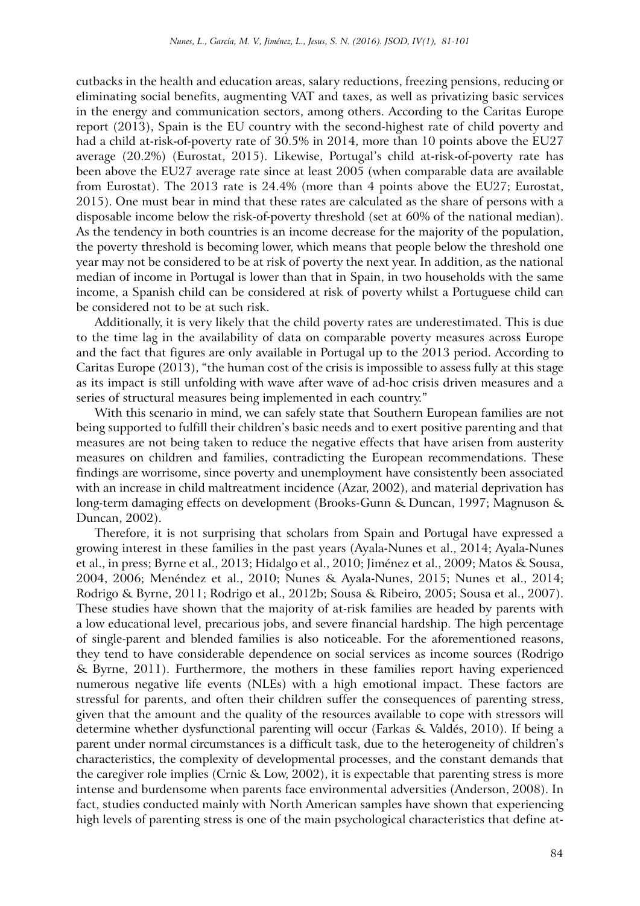cutbacks in the health and education areas, salary reductions, freezing pensions, reducing or eliminating social benefits, augmenting VAT and taxes, as well as privatizing basic services in the energy and communication sectors, among others. According to the Caritas Europe report (2013), Spain is the EU country with the second-highest rate of child poverty and had a child at-risk-of-poverty rate of 30.5% in 2014, more than 10 points above the EU27 average (20.2%) (Eurostat, 2015). Likewise, Portugal's child at-risk-of-poverty rate has been above the EU27 average rate since at least 2005 (when comparable data are available from Eurostat). The 2013 rate is 24.4% (more than 4 points above the EU27; Eurostat, 2015). One must bear in mind that these rates are calculated as the share of persons with a disposable income below the risk-of-poverty threshold (set at 60% of the national median). As the tendency in both countries is an income decrease for the majority of the population, the poverty threshold is becoming lower, which means that people below the threshold one year may not be considered to be at risk of poverty the next year. In addition, as the national median of income in Portugal is lower than that in Spain, in two households with the same income, a Spanish child can be considered at risk of poverty whilst a Portuguese child can be considered not to be at such risk.

Additionally, it is very likely that the child poverty rates are underestimated. This is due to the time lag in the availability of data on comparable poverty measures across Europe and the fact that figures are only available in Portugal up to the 2013 period. According to Caritas Europe (2013), "the human cost of the crisis is impossible to assess fully at this stage as its impact is still unfolding with wave after wave of ad-hoc crisis driven measures and a series of structural measures being implemented in each country."

With this scenario in mind, we can safely state that Southern European families are not being supported to fulfill their children's basic needs and to exert positive parenting and that measures are not being taken to reduce the negative effects that have arisen from austerity measures on children and families, contradicting the European recommendations. These findings are worrisome, since poverty and unemployment have consistently been associated with an increase in child maltreatment incidence (Azar, 2002), and material deprivation has long-term damaging effects on development (Brooks-Gunn & Duncan, 1997; Magnuson & Duncan, 2002).

Therefore, it is not surprising that scholars from Spain and Portugal have expressed a growing interest in these families in the past years (Ayala-Nunes et al., 2014; Ayala-Nunes et al., in press; Byrne et al., 2013; Hidalgo et al., 2010; Jiménez et al., 2009; Matos & Sousa, 2004, 2006; Menéndez et al., 2010; Nunes & Ayala-Nunes, 2015; Nunes et al., 2014; Rodrigo & Byrne, 2011; Rodrigo et al., 2012b; Sousa & Ribeiro, 2005; Sousa et al., 2007). These studies have shown that the majority of at-risk families are headed by parents with a low educational level, precarious jobs, and severe financial hardship. The high percentage of single-parent and blended families is also noticeable. For the aforementioned reasons, they tend to have considerable dependence on social services as income sources (Rodrigo & Byrne, 2011). Furthermore, the mothers in these families report having experienced numerous negative life events (NLEs) with a high emotional impact. These factors are stressful for parents, and often their children suffer the consequences of parenting stress, given that the amount and the quality of the resources available to cope with stressors will determine whether dysfunctional parenting will occur (Farkas & Valdés, 2010). If being a parent under normal circumstances is a difficult task, due to the heterogeneity of children's characteristics, the complexity of developmental processes, and the constant demands that the caregiver role implies (Crnic & Low, 2002), it is expectable that parenting stress is more intense and burdensome when parents face environmental adversities (Anderson, 2008). In fact, studies conducted mainly with North American samples have shown that experiencing high levels of parenting stress is one of the main psychological characteristics that define at-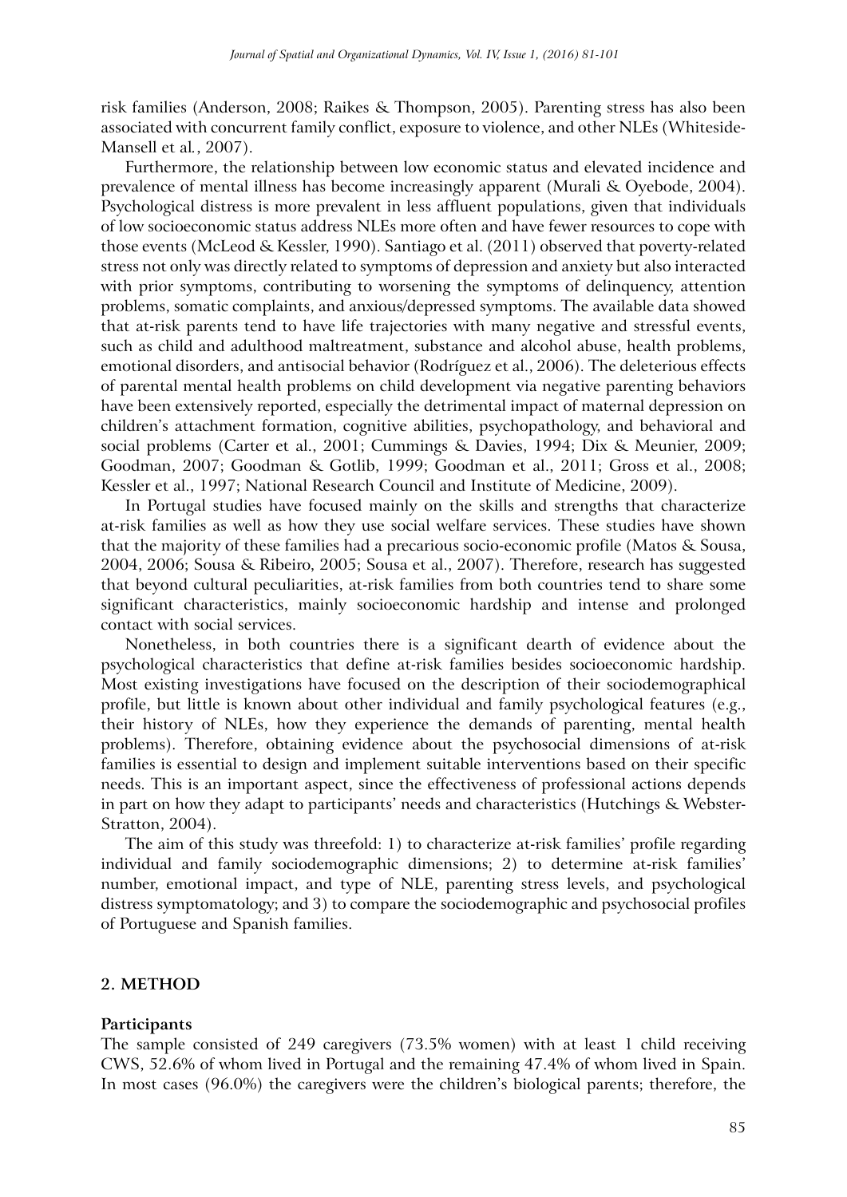risk families (Anderson, 2008; Raikes & Thompson, 2005). Parenting stress has also been associated with concurrent family conflict, exposure to violence, and other NLEs (Whiteside-Mansell et al., 2007).

Furthermore, the relationship between low economic status and elevated incidence and prevalence of mental illness has become increasingly apparent (Murali & Oyebode, 2004). Psychological distress is more prevalent in less affluent populations, given that individuals of low socioeconomic status address NLEs more often and have fewer resources to cope with those events (McLeod & Kessler, 1990). Santiago et al. (2011) observed that poverty-related stress not only was directly related to symptoms of depression and anxiety but also interacted with prior symptoms, contributing to worsening the symptoms of delinquency, attention problems, somatic complaints, and anxious/depressed symptoms. The available data showed that at-risk parents tend to have life trajectories with many negative and stressful events, such as child and adulthood maltreatment, substance and alcohol abuse, health problems, emotional disorders, and antisocial behavior (Rodríguez et al., 2006). The deleterious effects of parental mental health problems on child development via negative parenting behaviors have been extensively reported, especially the detrimental impact of maternal depression on children's attachment formation, cognitive abilities, psychopathology, and behavioral and social problems (Carter et al., 2001; Cummings & Davies, 1994; Dix & Meunier, 2009; Goodman, 2007; Goodman & Gotlib, 1999; Goodman et al., 2011; Gross et al., 2008; Kessler et al., 1997; National Research Council and Institute of Medicine, 2009).

In Portugal studies have focused mainly on the skills and strengths that characterize at-risk families as well as how they use social welfare services. These studies have shown that the majority of these families had a precarious socio-economic profile (Matos & Sousa, 2004, 2006; Sousa & Ribeiro, 2005; Sousa et al., 2007). Therefore, research has suggested that beyond cultural peculiarities, at-risk families from both countries tend to share some significant characteristics, mainly socioeconomic hardship and intense and prolonged contact with social services.

Nonetheless, in both countries there is a significant dearth of evidence about the psychological characteristics that define at-risk families besides socioeconomic hardship. Most existing investigations have focused on the description of their sociodemographical profile, but little is known about other individual and family psychological features (e.g., their history of NLEs, how they experience the demands of parenting, mental health problems). Therefore, obtaining evidence about the psychosocial dimensions of at-risk families is essential to design and implement suitable interventions based on their specific needs. This is an important aspect, since the effectiveness of professional actions depends in part on how they adapt to participants' needs and characteristics (Hutchings & Webster-Stratton, 2004).

The aim of this study was threefold: 1) to characterize at-risk families' profile regarding individual and family sociodemographic dimensions; 2) to determine at-risk families' number, emotional impact, and type of NLE, parenting stress levels, and psychological distress symptomatology; and 3) to compare the sociodemographic and psychosocial profiles of Portuguese and Spanish families.

## 2. METHOD

### Participants

The sample consisted of 249 caregivers (73.5% women) with at least 1 child receiving CWS, 52.6% of whom lived in Portugal and the remaining 47.4% of whom lived in Spain. In most cases (96.0%) the caregivers were the children's biological parents; therefore, the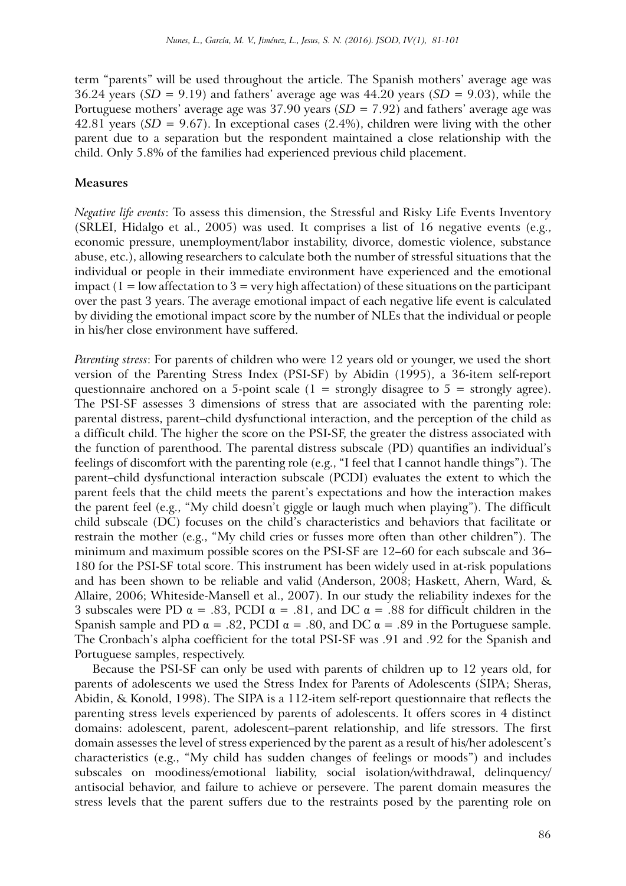term "parents" will be used throughout the article. The Spanish mothers' average age was 36.24 years (*SD* = 9.19) and fathers' average age was 44.20 years (*SD* = 9.03), while the Portuguese mothers' average age was 37.90 years (*SD* = 7.92) and fathers' average age was 42.81 years (*SD* = 9.67). In exceptional cases (2.4%), children were living with the other parent due to a separation but the respondent maintained a close relationship with the child. Only 5.8% of the families had experienced previous child placement.

### Measures

*Negative life events*: To assess this dimension, the Stressful and Risky Life Events Inventory (SRLEI, Hidalgo et al., 2005) was used. It comprises a list of 16 negative events (e.g., economic pressure, unemployment/labor instability, divorce, domestic violence, substance abuse, etc.), allowing researchers to calculate both the number of stressful situations that the individual or people in their immediate environment have experienced and the emotional impact (1 = low affectation to 3 = very high affectation) of these situations on the participant over the past 3 years. The average emotional impact of each negative life event is calculated by dividing the emotional impact score by the number of NLEs that the individual or people in his/her close environment have suffered.

*Parenting stress*: For parents of children who were 12 years old or younger, we used the short version of the Parenting Stress Index (PSI-SF) by Abidin (1995), a 36-item self-report questionnaire anchored on a 5-point scale (1 = strongly disagree to 5 = strongly agree). The PSI-SF assesses 3 dimensions of stress that are associated with the parenting role: parental distress, parent–child dysfunctional interaction, and the perception of the child as a difficult child. The higher the score on the PSI-SF, the greater the distress associated with the function of parenthood. The parental distress subscale (PD) quantifies an individual's feelings of discomfort with the parenting role (e.g., "I feel that I cannot handle things"). The parent–child dysfunctional interaction subscale (PCDI) evaluates the extent to which the parent feels that the child meets the parent's expectations and how the interaction makes the parent feel (e.g., "My child doesn't giggle or laugh much when playing"). The difficult child subscale (DC) focuses on the child's characteristics and behaviors that facilitate or restrain the mother (e.g., "My child cries or fusses more often than other children"). The minimum and maximum possible scores on the PSI-SF are 12–60 for each subscale and 36–180 for the PSI-SF total score. This instrument has been widely used in at-risk populations and has been shown to be reliable and valid (Anderson, 2008; Haskett, Ahern, Ward, & Allaire, 2006; Whiteside-Mansell et al., 2007). In our study the reliability indexes for the 3 subscales were PD $\alpha$ = .83, PCDI $\alpha$ = .81, and DC $\alpha$ = .88 for difficult children in the Spanish sample and PD $\alpha$ = .82, PCDI $\alpha$ = .80, and DC $\alpha$ = .89 in the Portuguese sample. The Cronbach's alpha coefficient for the total PSI-SF was .91 and .92 for the Spanish and Portuguese samples, respectively.

Because the PSI-SF can only be used with parents of children up to 12 years old, for parents of adolescents we used the Stress Index for Parents of Adolescents (SIPA; Sheras, Abidin, & Konold, 1998). The SIPA is a 112-item self-report questionnaire that reflects the parenting stress levels experienced by parents of adolescents. It offers scores in 4 distinct domains: adolescent, parent, adolescent–parent relationship, and life stressors. The first domain assesses the level of stress experienced by the parent as a result of his/her adolescent's characteristics (e.g., "My child has sudden changes of feelings or moods") and includes subscales on moodiness/emotional liability, social isolation/withdrawal, delinquency/antisocial behavior, and failure to achieve or persevere. The parent domain measures the stress levels that the parent suffers due to the restraints posed by the parenting role on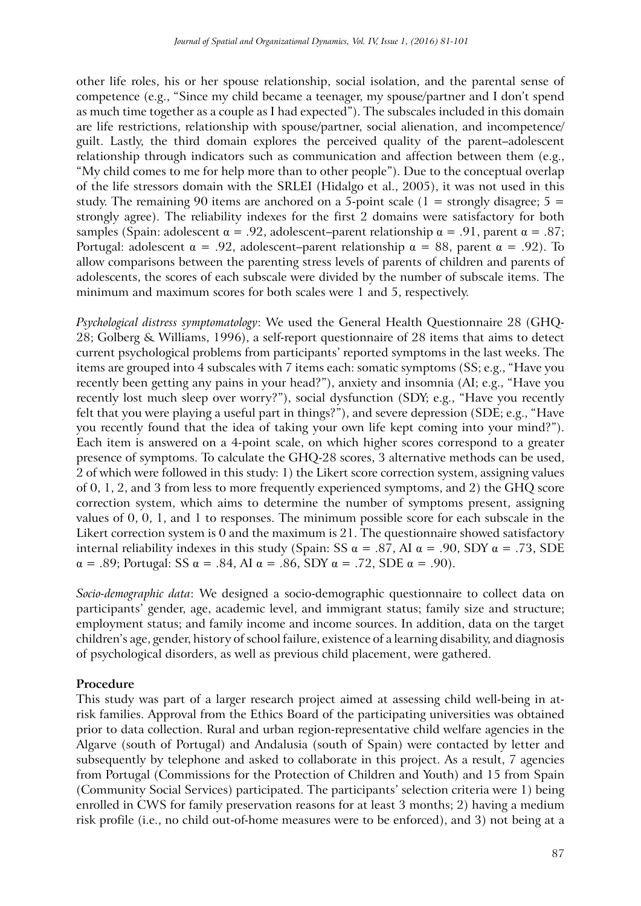other life roles, his or her spouse relationship, social isolation, and the parental sense of competence (e.g., "Since my child became a teenager, my spouse/partner and I don't spend as much time together as a couple as I had expected"). The subscales included in this domain are life restrictions, relationship with spouse/partner, social alienation, and incompetence/guilt. Lastly, the third domain explores the perceived quality of the parent–adolescent relationship through indicators such as communication and affection between them (e.g., "My child comes to me for help more than to other people"). Due to the conceptual overlap of the life stressors domain with the SRLEI (Hidalgo et al., 2005), it was not used in this study. The remaining 90 items are anchored on a 5-point scale (1 = strongly disagree; 5 = strongly agree). The reliability indexes for the first 2 domains were satisfactory for both samples (Spain: adolescent α = .92, adolescent–parent relationship α = .91, parent α = .87; Portugal: adolescent α = .92, adolescent–parent relationship α = 88, parent α = .92). To allow comparisons between the parenting stress levels of parents of children and parents of adolescents, the scores of each subscale were divided by the number of subscale items. The minimum and maximum scores for both scales were 1 and 5, respectively.

*Psychological distress symptomatology*: We used the General Health Questionnaire 28 (GHQ-28; Golberg & Williams, 1996), a self-report questionnaire of 28 items that aims to detect current psychological problems from participants' reported symptoms in the last weeks. The items are grouped into 4 subscales with 7 items each: somatic symptoms (SS; e.g., "Have you recently been getting any pains in your head?"), anxiety and insomnia (AI; e.g., "Have you recently lost much sleep over worry?"), social dysfunction (SDY; e.g., "Have you recently felt that you were playing a useful part in things?"), and severe depression (SDE; e.g., "Have you recently found that the idea of taking your own life kept coming into your mind?"). Each item is answered on a 4-point scale, on which higher scores correspond to a greater presence of symptoms. To calculate the GHQ-28 scores, 3 alternative methods can be used, 2 of which were followed in this study: 1) the Likert score correction system, assigning values of 0, 1, 2, and 3 from less to more frequently experienced symptoms, and 2) the GHQ score correction system, which aims to determine the number of symptoms present, assigning values of 0, 0, 1, and 1 to responses. The minimum possible score for each subscale in the Likert correction system is 0 and the maximum is 21. The questionnaire showed satisfactory internal reliability indexes in this study (Spain: SS α = .87, AI α = .90, SDY α = .73, SDE α = .89; Portugal: SS α = .84, AI α = .86, SDY α = .72, SDE α = .90).

*Socio-demographic data*: We designed a socio-demographic questionnaire to collect data on participants' gender, age, academic level, and immigrant status; family size and structure; employment status; and family income and income sources. In addition, data on the target children's age, gender, history of school failure, existence of a learning disability, and diagnosis of psychological disorders, as well as previous child placement, were gathered.

**Procedure**

This study was part of a larger research project aimed at assessing child well-being in at-risk families. Approval from the Ethics Board of the participating universities was obtained prior to data collection. Rural and urban region-representative child welfare agencies in the Algarve (south of Portugal) and Andalusia (south of Spain) were contacted by letter and subsequently by telephone and asked to collaborate in this project. As a result, 7 agencies from Portugal (Commissions for the Protection of Children and Youth) and 15 from Spain (Community Social Services) participated. The participants' selection criteria were 1) being enrolled in CWS for family preservation reasons for at least 3 months; 2) having a medium risk profile (i.e., no child out-of-home measures were to be enforced), and 3) not being at a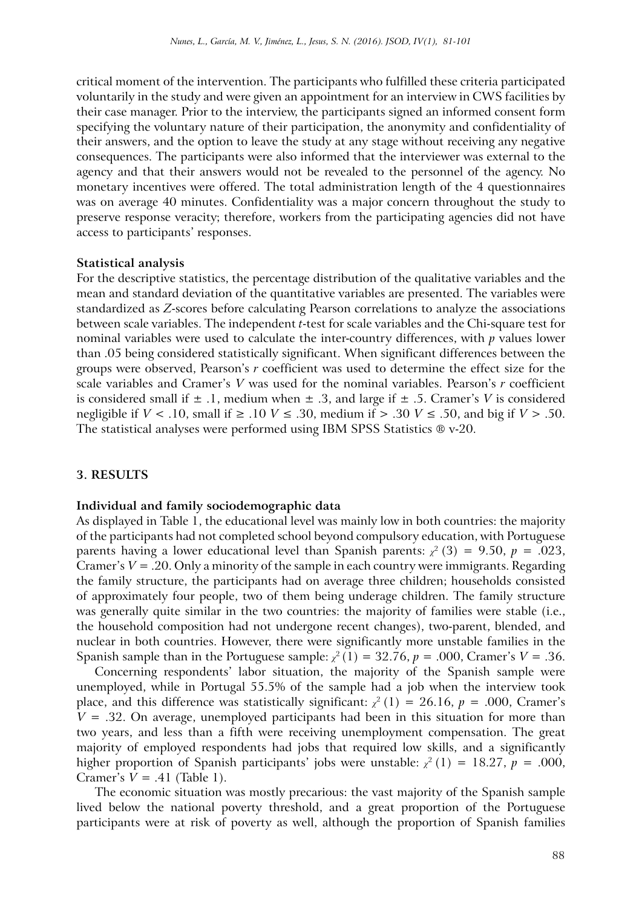critical moment of the intervention. The participants who fulfilled these criteria participated voluntarily in the study and were given an appointment for an interview in CWS facilities by their case manager. Prior to the interview, the participants signed an informed consent form specifying the voluntary nature of their participation, the anonymity and confidentiality of their answers, and the option to leave the study at any stage without receiving any negative consequences. The participants were also informed that the interviewer was external to the agency and that their answers would not be revealed to the personnel of the agency. No monetary incentives were offered. The total administration length of the 4 questionnaires was on average 40 minutes. Confidentiality was a major concern throughout the study to preserve response veracity; therefore, workers from the participating agencies did not have access to participants' responses.

**Statistical analysis**

For the descriptive statistics, the percentage distribution of the qualitative variables and the mean and standard deviation of the quantitative variables are presented. The variables were standardized as *Z*-scores before calculating Pearson correlations to analyze the associations between scale variables. The independent *t*-test for scale variables and the Chi-square test for nominal variables were used to calculate the inter-country differences, with *p* values lower than .05 being considered statistically significant. When significant differences between the groups were observed, Pearson's *r* coefficient was used to determine the effect size for the scale variables and Cramer's *V* was used for the nominal variables. Pearson's *r* coefficient is considered small if ± .1, medium when ± .3, and large if ± .5. Cramer's *V* is considered negligible if $V < .10$, small if $\geq .10$ $V \leq .30$, medium if $> .30$ $V \leq .50$, and big if $V > .50$. The statistical analyses were performed using IBM SPSS Statistics ® v-20.

## 3. RESULTS

**Individual and family sociodemographic data**

As displayed in Table 1, the educational level was mainly low in both countries: the majority of the participants had not completed school beyond compulsory education, with Portuguese parents having a lower educational level than Spanish parents: $\chi^2(3) = 9.50$, $p = .023$, Cramer's $V = .20$. Only a minority of the sample in each country were immigrants. Regarding the family structure, the participants had on average three children; households consisted of approximately four people, two of them being underage children. The family structure was generally quite similar in the two countries: the majority of families were stable (i.e., the household composition had not undergone recent changes), two-parent, blended, and nuclear in both countries. However, there were significantly more unstable families in the Spanish sample than in the Portuguese sample: $\chi^2(1) = 32.76$, $p = .000$, Cramer's $V = .36$.

Concerning respondents' labor situation, the majority of the Spanish sample were unemployed, while in Portugal 55.5% of the sample had a job when the interview took place, and this difference was statistically significant: $\chi^2(1) = 26.16$, $p = .000$, Cramer's $V = .32$. On average, unemployed participants had been in this situation for more than two years, and less than a fifth were receiving unemployment compensation. The great majority of employed respondents had jobs that required low skills, and a significantly higher proportion of Spanish participants' jobs were unstable: $\chi^2(1) = 18.27$, $p = .000$, Cramer's $V = .41$ (Table 1).

The economic situation was mostly precarious: the vast majority of the Spanish sample lived below the national poverty threshold, and a great proportion of the Portuguese participants were at risk of poverty as well, although the proportion of Spanish families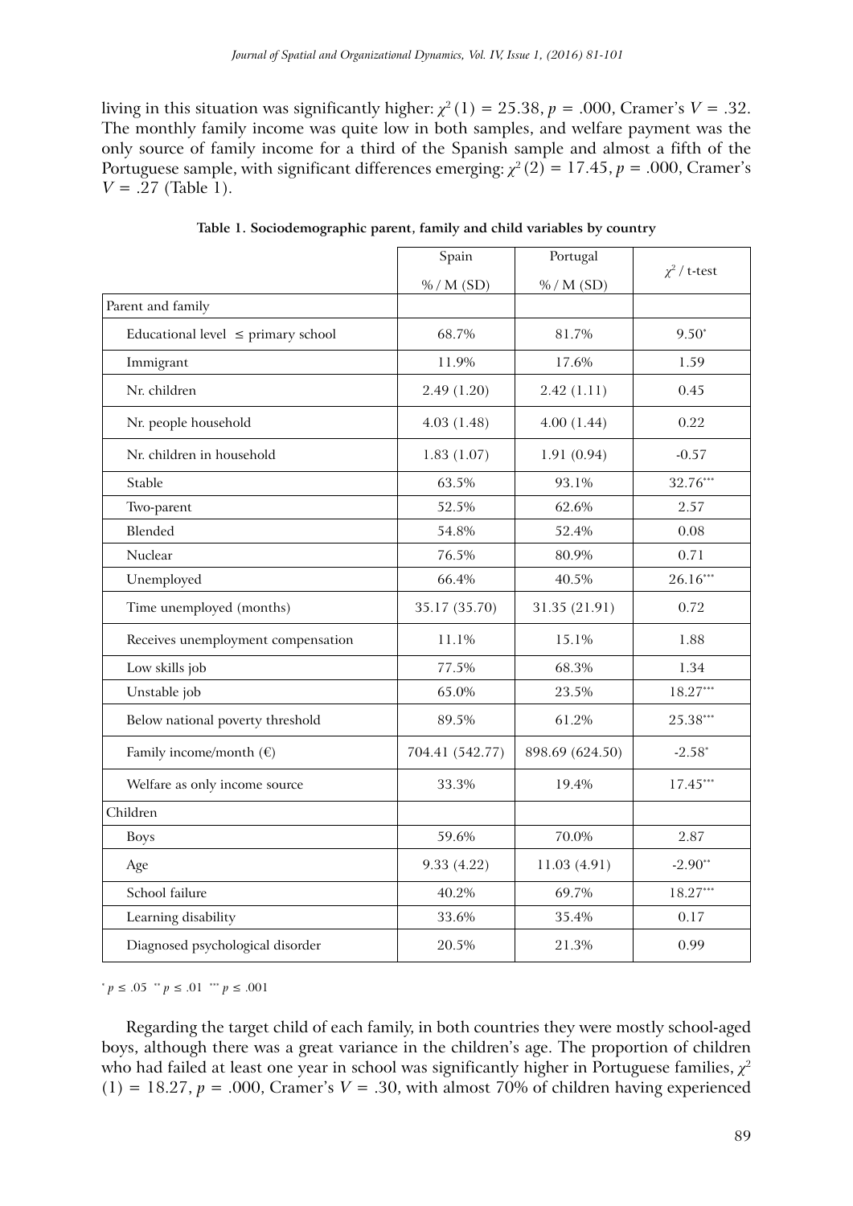living in this situation was significantly higher: $\chi^2(1) = 25.38$, $p = .000$, Cramer's $V = .32$. The monthly family income was quite low in both samples, and welfare payment was the only source of family income for a third of the Spanish sample and almost a fifth of the Portuguese sample, with significant differences emerging: $\chi^2(2) = 17.45$, $p = .000$, Cramer's $V = .27$ (Table 1).

**Table 1. Sociodemographic parent, family and child variables by country**

| | Spain<br>% / M (SD) | Portugal<br>% / M (SD) | $\chi^2$ / t-test |
|---|---|---|---|
| Parent and family | | | |
| Educational level ≤ primary school | 68.7% | 81.7% | 9.50* |
| Immigrant | 11.9% | 17.6% | 1.59 |
| Nr. children | 2.49 (1.20) | 2.42 (1.11) | 0.45 |
| Nr. people household | 4.03 (1.48) | 4.00 (1.44) | 0.22 |
| Nr. children in household | 1.83 (1.07) | 1.91 (0.94) | -0.57 |
| Stable | 63.5% | 93.1% | 32.76*** |
| Two-parent | 52.5% | 62.6% | 2.57 |
| Blended | 54.8% | 52.4% | 0.08 |
| Nuclear | 76.5% | 80.9% | 0.71 |
| Unemployed | 66.4% | 40.5% | 26.16*** |
| Time unemployed (months) | 35.17 (35.70) | 31.35 (21.91) | 0.72 |
| Receives unemployment compensation | 11.1% | 15.1% | 1.88 |
| Low skills job | 77.5% | 68.3% | 1.34 |
| Unstable job | 65.0% | 23.5% | 18.27*** |
| Below national poverty threshold | 89.5% | 61.2% | 25.38*** |
| Family income/month (€) | 704.41 (542.77) | 898.69 (624.50) | -2.58* |
| Welfare as only income source | 33.3% | 19.4% | 17.45*** |
| Children | | | |
| Boys | 59.6% | 70.0% | 2.87 |
| Age | 9.33 (4.22) | 11.03 (4.91) | -2.90** |
| School failure | 40.2% | 69.7% | 18.27*** |
| Learning disability | 33.6% | 35.4% | 0.17 |
| Diagnosed psychological disorder | 20.5% | 21.3% | 0.99 |

* $p \leq .05$ ** $p \leq .01$ *** $p \leq .001$

Regarding the target child of each family, in both countries they were mostly school-aged boys, although there was a great variance in the children's age. The proportion of children who had failed at least one year in school was significantly higher in Portuguese families, $\chi^2(1) = 18.27$, $p = .000$, Cramer's $V = .30$, with almost 70% of children having experienced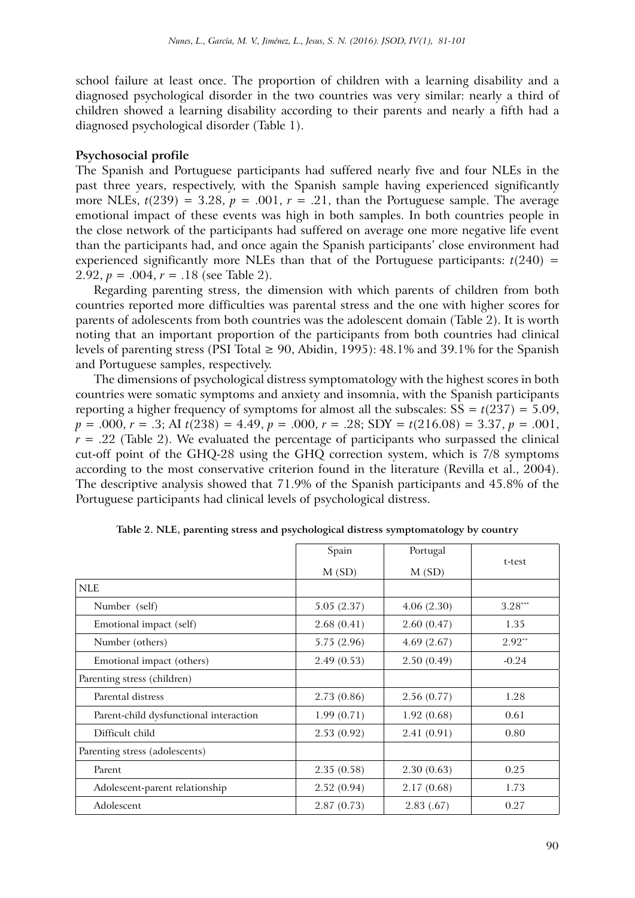school failure at least once. The proportion of children with a learning disability and a diagnosed psychological disorder in the two countries was very similar: nearly a third of children showed a learning disability according to their parents and nearly a fifth had a diagnosed psychological disorder (Table 1).

**Psychosocial profile**

The Spanish and Portuguese participants had suffered nearly five and four NLEs in the past three years, respectively, with the Spanish sample having experienced significantly more NLEs, $t(239) = 3.28$, $p = .001$, $r = .21$, than the Portuguese sample. The average emotional impact of these events was high in both samples. In both countries people in the close network of the participants had suffered on average one more negative life event than the participants had, and once again the Spanish participants' close environment had experienced significantly more NLEs than that of the Portuguese participants: $t(240) = 2.92$, $p = .004$, $r = .18$ (see Table 2).

Regarding parenting stress, the dimension with which parents of children from both countries reported more difficulties was parental stress and the one with higher scores for parents of adolescents from both countries was the adolescent domain (Table 2). It is worth noting that an important proportion of the participants from both countries had clinical levels of parenting stress (PSI Total ≥ 90, Abidin, 1995): 48.1% and 39.1% for the Spanish and Portuguese samples, respectively.

The dimensions of psychological distress symptomatology with the highest scores in both countries were somatic symptoms and anxiety and insomnia, with the Spanish participants reporting a higher frequency of symptoms for almost all the subscales: SS = $t(237) = 5.09$, $p = .000$, $r = .3$; AI $t(238) = 4.49$, $p = .000$, $r = .28$; SDY = $t(216.08) = 3.37$, $p = .001$, $r = .22$ (Table 2). We evaluated the percentage of participants who surpassed the clinical cut-off point of the GHQ-28 using the GHQ correction system, which is 7/8 symptoms according to the most conservative criterion found in the literature (Revilla et al., 2004). The descriptive analysis showed that 71.9% of the Spanish participants and 45.8% of the Portuguese participants had clinical levels of psychological distress.

**Table 2. NLE, parenting stress and psychological distress symptomatology by country**

| | Spain M (SD) | Portugal M (SD) | t-test |
|---|---|---|---|
| NLE | | | |
| Number (self) | 5.05 (2.37) | 4.06 (2.30) | 3.28*** |
| Emotional impact (self) | 2.68 (0.41) | 2.60 (0.47) | 1.35 |
| Number (others) | 5.75 (2.96) | 4.69 (2.67) | 2.92** |
| Emotional impact (others) | 2.49 (0.53) | 2.50 (0.49) | -0.24 |
| Parenting stress (children) | | | |
| Parental distress | 2.73 (0.86) | 2.56 (0.77) | 1.28 |
| Parent-child dysfunctional interaction | 1.99 (0.71) | 1.92 (0.68) | 0.61 |
| Difficult child | 2.53 (0.92) | 2.41 (0.91) | 0.80 |
| Parenting stress (adolescents) | | | |
| Parent | 2.35 (0.58) | 2.30 (0.63) | 0.25 |
| Adolescent-parent relationship | 2.52 (0.94) | 2.17 (0.68) | 1.73 |
| Adolescent | 2.87 (0.73) | 2.83 (.67) | 0.27 |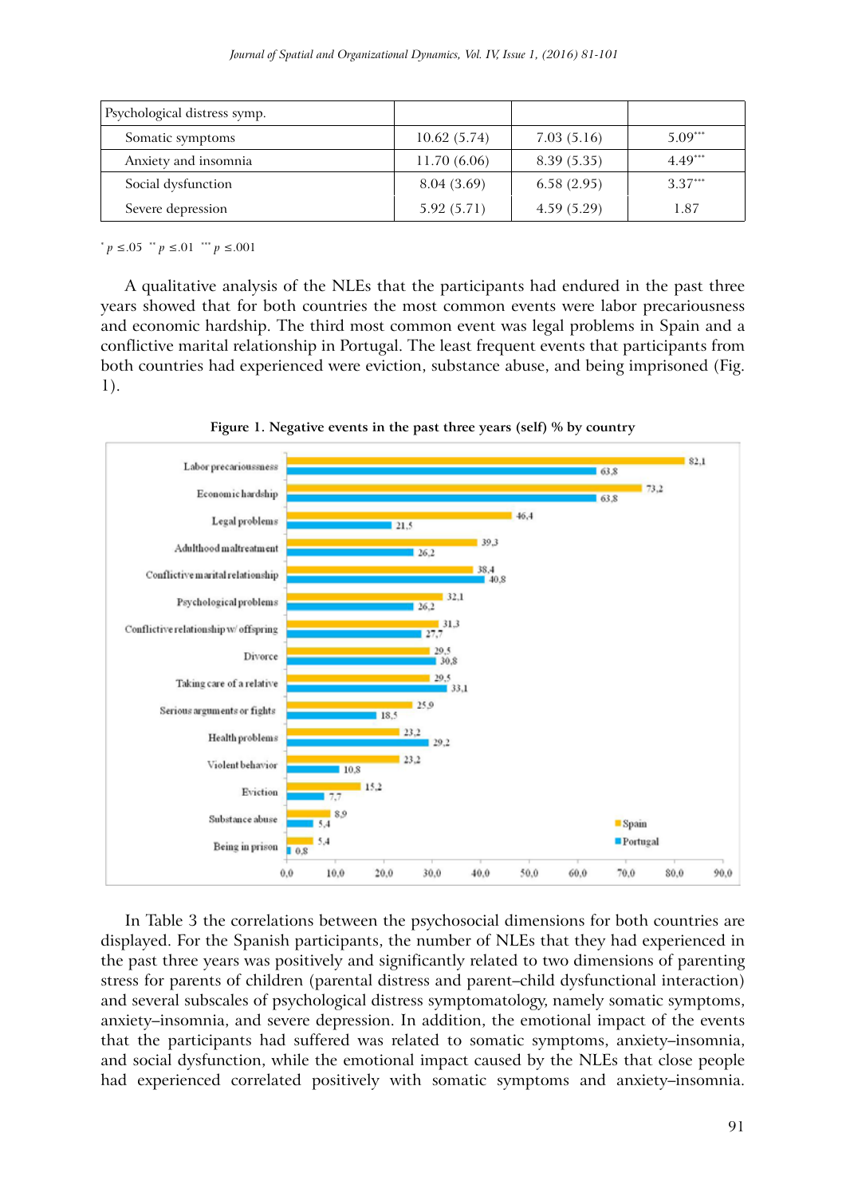| Psychological distress symp. | | | |
|---|---|---|---|
| Somatic symptoms | 10.62 (5.74) | 7.03 (5.16) | 5.09*** |
| Anxiety and insomnia | 11.70 (6.06) | 8.39 (5.35) | 4.49*** |
| Social dysfunction | 8.04 (3.69) | 6.58 (2.95) | 3.37*** |
| Severe depression | 5.92 (5.71) | 4.59 (5.29) | 1.87 |

* $p \leq .05$ ** $p \leq .01$ *** $p \leq .001$

A qualitative analysis of the NLEs that the participants had endured in the past three years showed that for both countries the most common events were labor precariousness and economic hardship. The third most common event was legal problems in Spain and a conflictive marital relationship in Portugal. The least frequent events that participants from both countries had experienced were eviction, substance abuse, and being imprisoned (Fig. 1).

**Figure 1. Negative events in the past three years (self) % by country**

| Event | Spain | Portugal |
|---|---|---|
| Labor precarioussness | 82,1 | 63,8 |
| Economic hardship | 73,2 | 63,8 |
| Legal problems | 46,4 | 21,5 |
| Adulthood maltreatment | 39,3 | 26,2 |
| Conflictive marital relationship | 38,4 | 40,8 |
| Psychological problems | 32,1 | 26,2 |
| Conflictive relationship w/ offspring | 31,3 | 27,7 |
| Divorce | 29,5 | 30,8 |
| Taking care of a relative | 29,5 | 33,1 |
| Serious arguments or fights | 25,9 | 18,5 |
| Health problems | 23,2 | 29,2 |
| Violent behavior | 23,2 | 10,8 |
| Eviction | 15,2 | 7,7 |
| Substance abuse | 8,9 | 5,4 |
| Being in prison | 5,4 | 0,8 |

In Table 3 the correlations between the psychosocial dimensions for both countries are displayed. For the Spanish participants, the number of NLEs that they had experienced in the past three years was positively and significantly related to two dimensions of parenting stress for parents of children (parental distress and parent–child dysfunctional interaction) and several subscales of psychological distress symptomatology, namely somatic symptoms, anxiety–insomnia, and severe depression. In addition, the emotional impact of the events that the participants had suffered was related to somatic symptoms, anxiety–insomnia, and social dysfunction, while the emotional impact caused by the NLEs that close people had experienced correlated positively with somatic symptoms and anxiety–insomnia.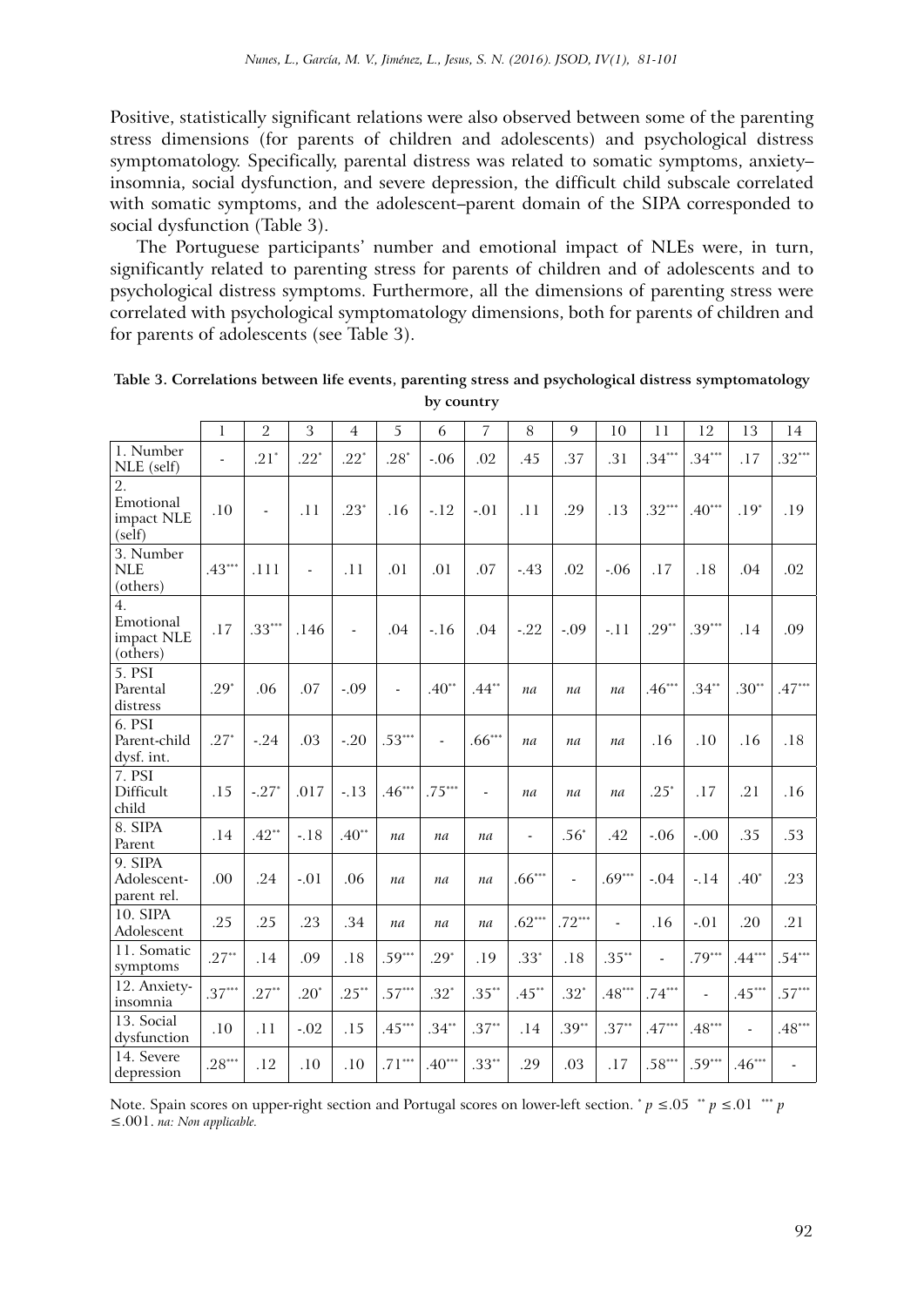Positive, statistically significant relations were also observed between some of the parenting stress dimensions (for parents of children and adolescents) and psychological distress symptomatology. Specifically, parental distress was related to somatic symptoms, anxiety–insomnia, social dysfunction, and severe depression, the difficult child subscale correlated with somatic symptoms, and the adolescent–parent domain of the SIPA corresponded to social dysfunction (Table 3).

The Portuguese participants' number and emotional impact of NLEs were, in turn, significantly related to parenting stress for parents of children and of adolescents and to psychological distress symptoms. Furthermore, all the dimensions of parenting stress were correlated with psychological symptomatology dimensions, both for parents of children and for parents of adolescents (see Table 3).

**Table 3. Correlations between life events, parenting stress and psychological distress symptomatology by country**

| | 1 | 2 | 3 | 4 | 5 | 6 | 7 | 8 | 9 | 10 | 11 | 12 | 13 | 14 |
|---|---|---|---|---|---|---|---|---|---|---|---|---|---|---|
| 1. Number NLE (self) | - | .21* | .22* | .22* | .28* | -.06 | .02 | .45 | .37 | .31 | .34*** | .34*** | .17 | .32*** |
| 2. Emotional impact NLE (self) | .10 | - | .11 | .23* | .16 | -.12 | -.01 | .11 | .29 | .13 | .32*** | .40*** | .19* | .19 |
| 3. Number NLE (others) | .43*** | .111 | - | .11 | .01 | .01 | .07 | -.43 | .02 | -.06 | .17 | .18 | .04 | .02 |
| 4. Emotional impact NLE (others) | .17 | .33*** | .146 | - | .04 | -.16 | .04 | -.22 | -.09 | -.11 | .29** | .39*** | .14 | .09 |
| 5. PSI Parental distress | .29* | .06 | .07 | -.09 | - | .40** | .44** | *na* | *na* | *na* | .46*** | .34** | .30** | .47*** |
| 6. PSI Parent-child dysf. int. | .27* | -.24 | .03 | -.20 | .53*** | - | .66*** | *na* | *na* | *na* | .16 | .10 | .16 | .18 |
| 7. PSI Difficult child | .15 | -.27* | .017 | -.13 | .46*** | .75*** | - | *na* | *na* | *na* | .25* | .17 | .21 | .16 |
| 8. SIPA Parent | .14 | .42** | -.18 | .40** | *na* | *na* | *na* | - | .56* | .42 | -.06 | -.00 | .35 | .53 |
| 9. SIPA Adolescent-parent rel. | .00 | .24 | -.01 | .06 | *na* | *na* | *na* | .66*** | - | .69*** | -.04 | -.14 | .40* | .23 |
| 10. SIPA Adolescent | .25 | .25 | .23 | .34 | *na* | *na* | *na* | .62*** | .72*** | - | .16 | -.01 | .20 | .21 |
| 11. Somatic symptoms | .27** | .14 | .09 | .18 | .59*** | .29* | .19 | .33* | .18 | .35** | - | .79*** | .44*** | .54*** |
| 12. Anxiety-insomnia | .37*** | .27** | .20* | .25** | .57*** | .32* | .35** | .45** | .32* | .48*** | .74*** | - | .45*** | .57*** |
| 13. Social dysfunction | .10 | .11 | -.02 | .15 | .45*** | .34** | .37** | .14 | .39** | .37** | .47*** | .48*** | - | .48*** |
| 14. Severe depression | .28*** | .12 | .10 | .10 | .71*** | .40*** | .33** | .29 | .03 | .17 | .58*** | .59*** | .46*** | - |

Note. Spain scores on upper-right section and Portugal scores on lower-left section. * $p \leq .05$ ** $p \leq .01$ *** $p \leq .001$. *na: Non applicable.*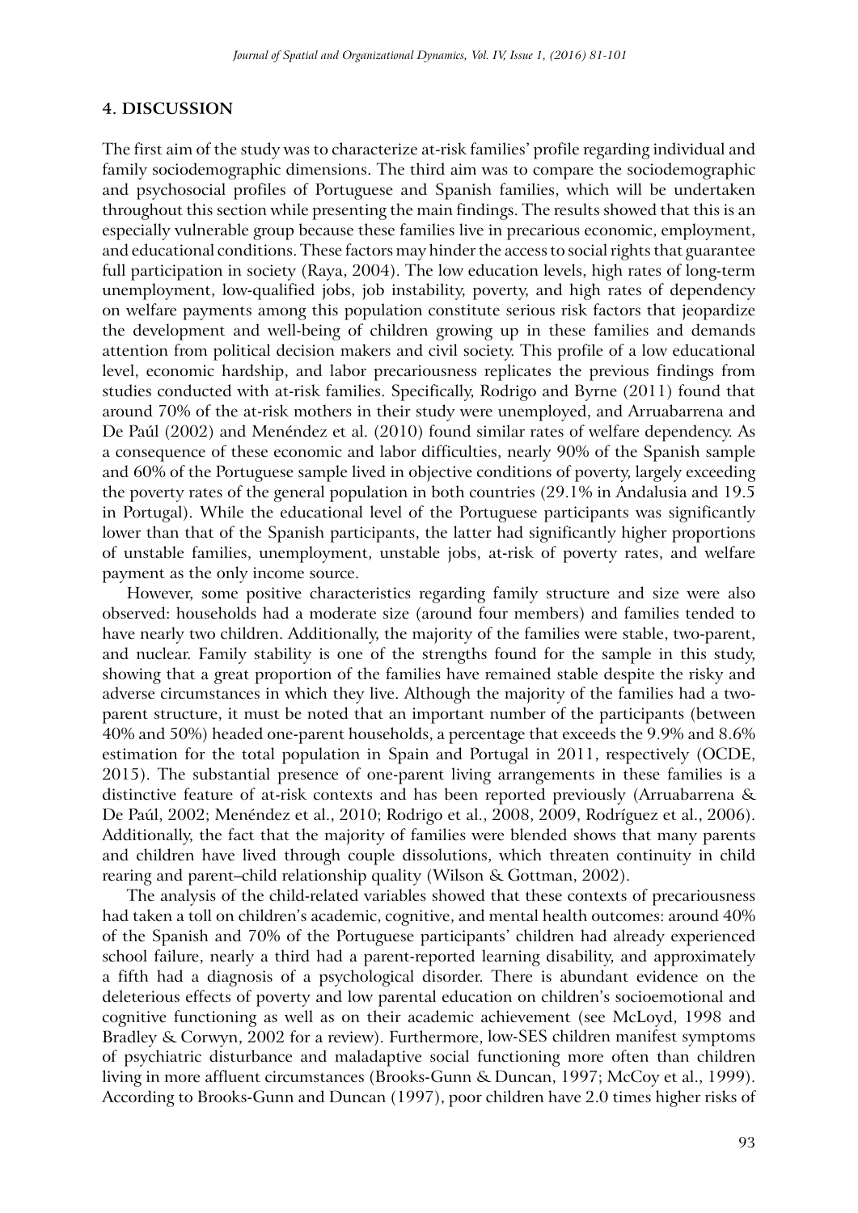## 4. DISCUSSION

The first aim of the study was to characterize at-risk families' profile regarding individual and family sociodemographic dimensions. The third aim was to compare the sociodemographic and psychosocial profiles of Portuguese and Spanish families, which will be undertaken throughout this section while presenting the main findings. The results showed that this is an especially vulnerable group because these families live in precarious economic, employment, and educational conditions. These factors may hinder the access to social rights that guarantee full participation in society (Raya, 2004). The low education levels, high rates of long-term unemployment, low-qualified jobs, job instability, poverty, and high rates of dependency on welfare payments among this population constitute serious risk factors that jeopardize the development and well-being of children growing up in these families and demands attention from political decision makers and civil society. This profile of a low educational level, economic hardship, and labor precariousness replicates the previous findings from studies conducted with at-risk families. Specifically, Rodrigo and Byrne (2011) found that around 70% of the at-risk mothers in their study were unemployed, and Arruabarrena and De Paúl (2002) and Menéndez et al. (2010) found similar rates of welfare dependency. As a consequence of these economic and labor difficulties, nearly 90% of the Spanish sample and 60% of the Portuguese sample lived in objective conditions of poverty, largely exceeding the poverty rates of the general population in both countries (29.1% in Andalusia and 19.5 in Portugal). While the educational level of the Portuguese participants was significantly lower than that of the Spanish participants, the latter had significantly higher proportions of unstable families, unemployment, unstable jobs, at-risk of poverty rates, and welfare payment as the only income source.

However, some positive characteristics regarding family structure and size were also observed: households had a moderate size (around four members) and families tended to have nearly two children. Additionally, the majority of the families were stable, two-parent, and nuclear. Family stability is one of the strengths found for the sample in this study, showing that a great proportion of the families have remained stable despite the risky and adverse circumstances in which they live. Although the majority of the families had a two-parent structure, it must be noted that an important number of the participants (between 40% and 50%) headed one-parent households, a percentage that exceeds the 9.9% and 8.6% estimation for the total population in Spain and Portugal in 2011, respectively (OCDE, 2015). The substantial presence of one-parent living arrangements in these families is a distinctive feature of at-risk contexts and has been reported previously (Arruabarrena & De Paúl, 2002; Menéndez et al., 2010; Rodrigo et al., 2008, 2009, Rodríguez et al., 2006). Additionally, the fact that the majority of families were blended shows that many parents and children have lived through couple dissolutions, which threaten continuity in child rearing and parent–child relationship quality (Wilson & Gottman, 2002).

The analysis of the child-related variables showed that these contexts of precariousness had taken a toll on children's academic, cognitive, and mental health outcomes: around 40% of the Spanish and 70% of the Portuguese participants' children had already experienced school failure, nearly a third had a parent-reported learning disability, and approximately a fifth had a diagnosis of a psychological disorder. There is abundant evidence on the deleterious effects of poverty and low parental education on children's socioemotional and cognitive functioning as well as on their academic achievement (see McLoyd, 1998 and Bradley & Corwyn, 2002 for a review). Furthermore, low-SES children manifest symptoms of psychiatric disturbance and maladaptive social functioning more often than children living in more affluent circumstances (Brooks-Gunn & Duncan, 1997; McCoy et al., 1999). According to Brooks-Gunn and Duncan (1997), poor children have 2.0 times higher risks of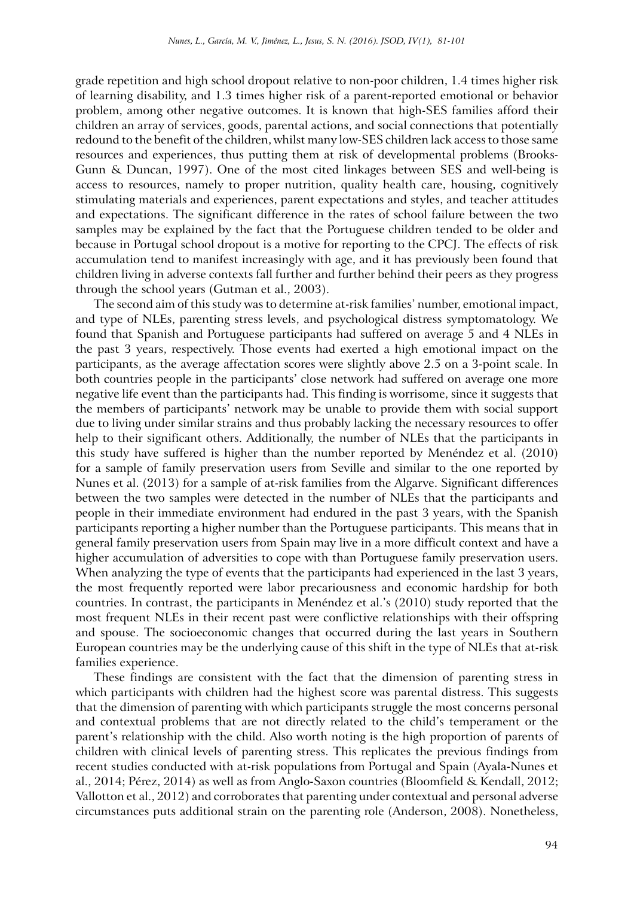grade repetition and high school dropout relative to non-poor children, 1.4 times higher risk of learning disability, and 1.3 times higher risk of a parent-reported emotional or behavior problem, among other negative outcomes. It is known that high-SES families afford their children an array of services, goods, parental actions, and social connections that potentially redound to the benefit of the children, whilst many low-SES children lack access to those same resources and experiences, thus putting them at risk of developmental problems (Brooks-Gunn & Duncan, 1997). One of the most cited linkages between SES and well-being is access to resources, namely to proper nutrition, quality health care, housing, cognitively stimulating materials and experiences, parent expectations and styles, and teacher attitudes and expectations. The significant difference in the rates of school failure between the two samples may be explained by the fact that the Portuguese children tended to be older and because in Portugal school dropout is a motive for reporting to the CPCJ. The effects of risk accumulation tend to manifest increasingly with age, and it has previously been found that children living in adverse contexts fall further and further behind their peers as they progress through the school years (Gutman et al., 2003).

The second aim of this study was to determine at-risk families' number, emotional impact, and type of NLEs, parenting stress levels, and psychological distress symptomatology. We found that Spanish and Portuguese participants had suffered on average 5 and 4 NLEs in the past 3 years, respectively. Those events had exerted a high emotional impact on the participants, as the average affectation scores were slightly above 2.5 on a 3-point scale. In both countries people in the participants' close network had suffered on average one more negative life event than the participants had. This finding is worrisome, since it suggests that the members of participants' network may be unable to provide them with social support due to living under similar strains and thus probably lacking the necessary resources to offer help to their significant others. Additionally, the number of NLEs that the participants in this study have suffered is higher than the number reported by Menéndez et al. (2010) for a sample of family preservation users from Seville and similar to the one reported by Nunes et al. (2013) for a sample of at-risk families from the Algarve. Significant differences between the two samples were detected in the number of NLEs that the participants and people in their immediate environment had endured in the past 3 years, with the Spanish participants reporting a higher number than the Portuguese participants. This means that in general family preservation users from Spain may live in a more difficult context and have a higher accumulation of adversities to cope with than Portuguese family preservation users. When analyzing the type of events that the participants had experienced in the last 3 years, the most frequently reported were labor precariousness and economic hardship for both countries. In contrast, the participants in Menéndez et al.'s (2010) study reported that the most frequent NLEs in their recent past were conflictive relationships with their offspring and spouse. The socioeconomic changes that occurred during the last years in Southern European countries may be the underlying cause of this shift in the type of NLEs that at-risk families experience.

These findings are consistent with the fact that the dimension of parenting stress in which participants with children had the highest score was parental distress. This suggests that the dimension of parenting with which participants struggle the most concerns personal and contextual problems that are not directly related to the child's temperament or the parent's relationship with the child. Also worth noting is the high proportion of parents of children with clinical levels of parenting stress. This replicates the previous findings from recent studies conducted with at-risk populations from Portugal and Spain (Ayala-Nunes et al., 2014; Pérez, 2014) as well as from Anglo-Saxon countries (Bloomfield & Kendall, 2012; Vallotton et al., 2012) and corroborates that parenting under contextual and personal adverse circumstances puts additional strain on the parenting role (Anderson, 2008). Nonetheless,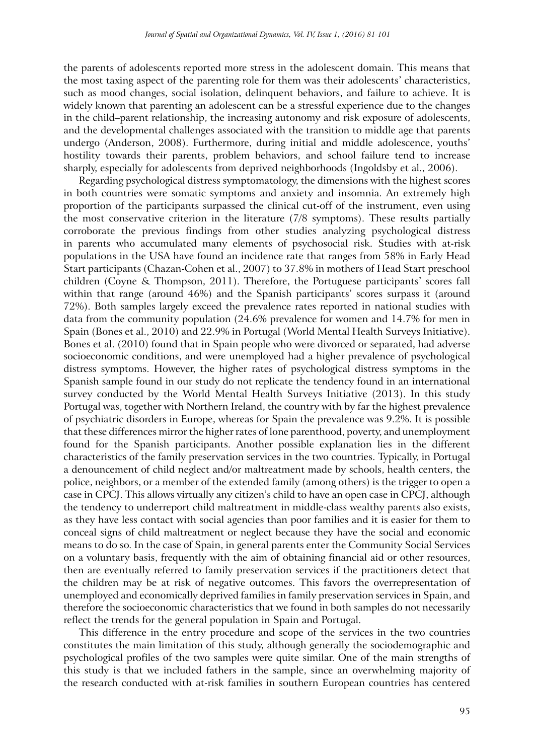the parents of adolescents reported more stress in the adolescent domain. This means that the most taxing aspect of the parenting role for them was their adolescents' characteristics, such as mood changes, social isolation, delinquent behaviors, and failure to achieve. It is widely known that parenting an adolescent can be a stressful experience due to the changes in the child–parent relationship, the increasing autonomy and risk exposure of adolescents, and the developmental challenges associated with the transition to middle age that parents undergo (Anderson, 2008). Furthermore, during initial and middle adolescence, youths' hostility towards their parents, problem behaviors, and school failure tend to increase sharply, especially for adolescents from deprived neighborhoods (Ingoldsby et al., 2006).

Regarding psychological distress symptomatology, the dimensions with the highest scores in both countries were somatic symptoms and anxiety and insomnia. An extremely high proportion of the participants surpassed the clinical cut-off of the instrument, even using the most conservative criterion in the literature (7/8 symptoms). These results partially corroborate the previous findings from other studies analyzing psychological distress in parents who accumulated many elements of psychosocial risk. Studies with at-risk populations in the USA have found an incidence rate that ranges from 58% in Early Head Start participants (Chazan-Cohen et al., 2007) to 37.8% in mothers of Head Start preschool children (Coyne & Thompson, 2011). Therefore, the Portuguese participants' scores fall within that range (around 46%) and the Spanish participants' scores surpass it (around 72%). Both samples largely exceed the prevalence rates reported in national studies with data from the community population (24.6% prevalence for women and 14.7% for men in Spain (Bones et al., 2010) and 22.9% in Portugal (World Mental Health Surveys Initiative). Bones et al. (2010) found that in Spain people who were divorced or separated, had adverse socioeconomic conditions, and were unemployed had a higher prevalence of psychological distress symptoms. However, the higher rates of psychological distress symptoms in the Spanish sample found in our study do not replicate the tendency found in an international survey conducted by the World Mental Health Surveys Initiative (2013). In this study Portugal was, together with Northern Ireland, the country with by far the highest prevalence of psychiatric disorders in Europe, whereas for Spain the prevalence was 9.2%. It is possible that these differences mirror the higher rates of lone parenthood, poverty, and unemployment found for the Spanish participants. Another possible explanation lies in the different characteristics of the family preservation services in the two countries. Typically, in Portugal a denouncement of child neglect and/or maltreatment made by schools, health centers, the police, neighbors, or a member of the extended family (among others) is the trigger to open a case in CPCJ. This allows virtually any citizen's child to have an open case in CPCJ, although the tendency to underreport child maltreatment in middle-class wealthy parents also exists, as they have less contact with social agencies than poor families and it is easier for them to conceal signs of child maltreatment or neglect because they have the social and economic means to do so. In the case of Spain, in general parents enter the Community Social Services on a voluntary basis, frequently with the aim of obtaining financial aid or other resources, then are eventually referred to family preservation services if the practitioners detect that the children may be at risk of negative outcomes. This favors the overrepresentation of unemployed and economically deprived families in family preservation services in Spain, and therefore the socioeconomic characteristics that we found in both samples do not necessarily reflect the trends for the general population in Spain and Portugal.

This difference in the entry procedure and scope of the services in the two countries constitutes the main limitation of this study, although generally the sociodemographic and psychological profiles of the two samples were quite similar. One of the main strengths of this study is that we included fathers in the sample, since an overwhelming majority of the research conducted with at-risk families in southern European countries has centered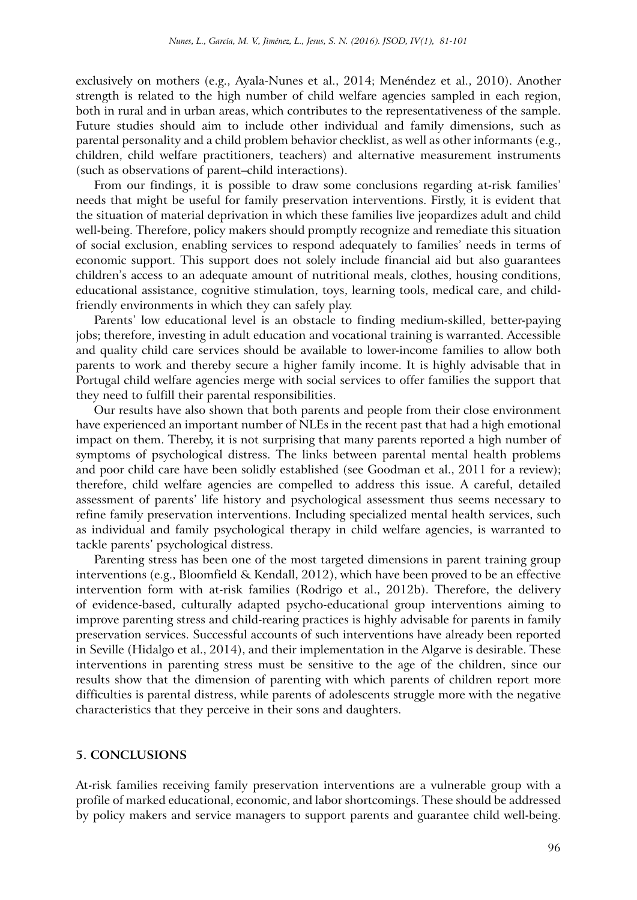exclusively on mothers (e.g., Ayala-Nunes et al., 2014; Menéndez et al., 2010). Another strength is related to the high number of child welfare agencies sampled in each region, both in rural and in urban areas, which contributes to the representativeness of the sample. Future studies should aim to include other individual and family dimensions, such as parental personality and a child problem behavior checklist, as well as other informants (e.g., children, child welfare practitioners, teachers) and alternative measurement instruments (such as observations of parent–child interactions).

From our findings, it is possible to draw some conclusions regarding at-risk families' needs that might be useful for family preservation interventions. Firstly, it is evident that the situation of material deprivation in which these families live jeopardizes adult and child well-being. Therefore, policy makers should promptly recognize and remediate this situation of social exclusion, enabling services to respond adequately to families' needs in terms of economic support. This support does not solely include financial aid but also guarantees children's access to an adequate amount of nutritional meals, clothes, housing conditions, educational assistance, cognitive stimulation, toys, learning tools, medical care, and child-friendly environments in which they can safely play.

Parents' low educational level is an obstacle to finding medium-skilled, better-paying jobs; therefore, investing in adult education and vocational training is warranted. Accessible and quality child care services should be available to lower-income families to allow both parents to work and thereby secure a higher family income. It is highly advisable that in Portugal child welfare agencies merge with social services to offer families the support that they need to fulfill their parental responsibilities.

Our results have also shown that both parents and people from their close environment have experienced an important number of NLEs in the recent past that had a high emotional impact on them. Thereby, it is not surprising that many parents reported a high number of symptoms of psychological distress. The links between parental mental health problems and poor child care have been solidly established (see Goodman et al., 2011 for a review); therefore, child welfare agencies are compelled to address this issue. A careful, detailed assessment of parents' life history and psychological assessment thus seems necessary to refine family preservation interventions. Including specialized mental health services, such as individual and family psychological therapy in child welfare agencies, is warranted to tackle parents' psychological distress.

Parenting stress has been one of the most targeted dimensions in parent training group interventions (e.g., Bloomfield & Kendall, 2012), which have been proved to be an effective intervention form with at-risk families (Rodrigo et al., 2012b). Therefore, the delivery of evidence-based, culturally adapted psycho-educational group interventions aiming to improve parenting stress and child-rearing practices is highly advisable for parents in family preservation services. Successful accounts of such interventions have already been reported in Seville (Hidalgo et al., 2014), and their implementation in the Algarve is desirable. These interventions in parenting stress must be sensitive to the age of the children, since our results show that the dimension of parenting with which parents of children report more difficulties is parental distress, while parents of adolescents struggle more with the negative characteristics that they perceive in their sons and daughters.

## 5. CONCLUSIONS

At-risk families receiving family preservation interventions are a vulnerable group with a profile of marked educational, economic, and labor shortcomings. These should be addressed by policy makers and service managers to support parents and guarantee child well-being.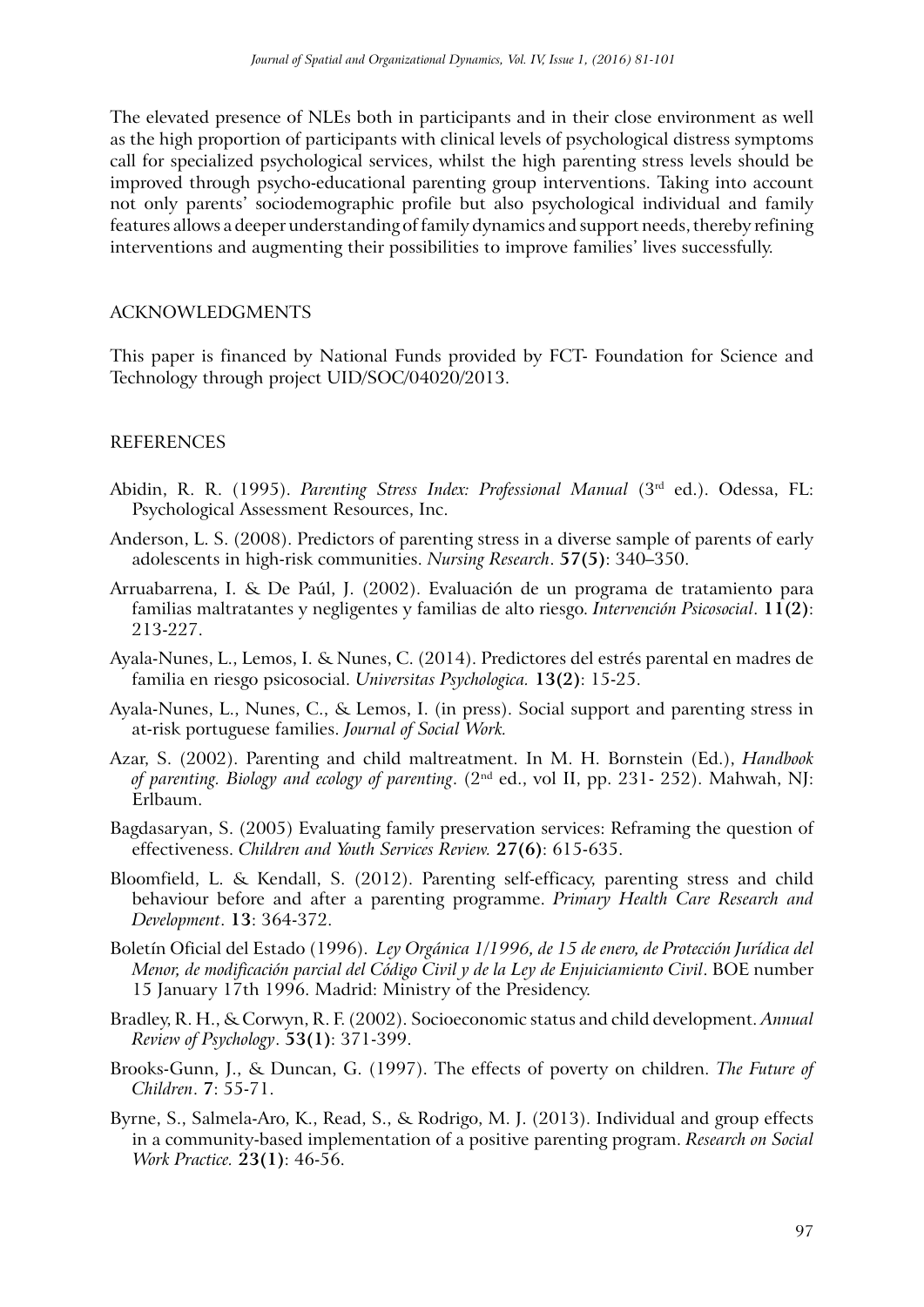The elevated presence of NLEs both in participants and in their close environment as well as the high proportion of participants with clinical levels of psychological distress symptoms call for specialized psychological services, whilst the high parenting stress levels should be improved through psycho-educational parenting group interventions. Taking into account not only parents' sociodemographic profile but also psychological individual and family features allows a deeper understanding of family dynamics and support needs, thereby refining interventions and augmenting their possibilities to improve families' lives successfully.

## ACKNOWLEDGMENTS

This paper is financed by National Funds provided by FCT- Foundation for Science and Technology through project UID/SOC/04020/2013.

## REFERENCES

Abidin, R. R. (1995). *Parenting Stress Index: Professional Manual* (3rd ed.). Odessa, FL: Psychological Assessment Resources, Inc.

Anderson, L. S. (2008). Predictors of parenting stress in a diverse sample of parents of early adolescents in high-risk communities. *Nursing Research*. **57(5)**: 340–350.

Arruabarrena, I. & De Paúl, J. (2002). Evaluación de un programa de tratamiento para familias maltratantes y negligentes y familias de alto riesgo. *Intervención Psicosocial*. **11(2)**: 213-227.

Ayala-Nunes, L., Lemos, I. & Nunes, C. (2014). Predictores del estrés parental en madres de familia en riesgo psicosocial. *Universitas Psychologica.* **13(2)**: 15-25.

Ayala-Nunes, L., Nunes, C., & Lemos, I. (in press). Social support and parenting stress in at-risk portuguese families. *Journal of Social Work.*

Azar, S. (2002). Parenting and child maltreatment. In M. H. Bornstein (Ed.), *Handbook of parenting. Biology and ecology of parenting*. (2nd ed., vol II, pp. 231- 252). Mahwah, NJ: Erlbaum.

Bagdasaryan, S. (2005) Evaluating family preservation services: Reframing the question of effectiveness. *Children and Youth Services Review.* **27(6)**: 615-635.

Bloomfield, L. & Kendall, S. (2012). Parenting self-efficacy, parenting stress and child behaviour before and after a parenting programme. *Primary Health Care Research and Development*. **13**: 364-372.

Boletín Oficial del Estado (1996). *Ley Orgánica 1/1996, de 15 de enero, de Protección Jurídica del Menor, de modificación parcial del Código Civil y de la Ley de Enjuiciamiento Civil*. BOE number 15 January 17th 1996. Madrid: Ministry of the Presidency.

Bradley, R. H., & Corwyn, R. F. (2002). Socioeconomic status and child development. *Annual Review of Psychology*. **53(1)**: 371-399.

Brooks-Gunn, J., & Duncan, G. (1997). The effects of poverty on children. *The Future of Children*. **7**: 55-71.

Byrne, S., Salmela-Aro, K., Read, S., & Rodrigo, M. J. (2013). Individual and group effects in a community-based implementation of a positive parenting program. *Research on Social Work Practice.* **23(1)**: 46-56.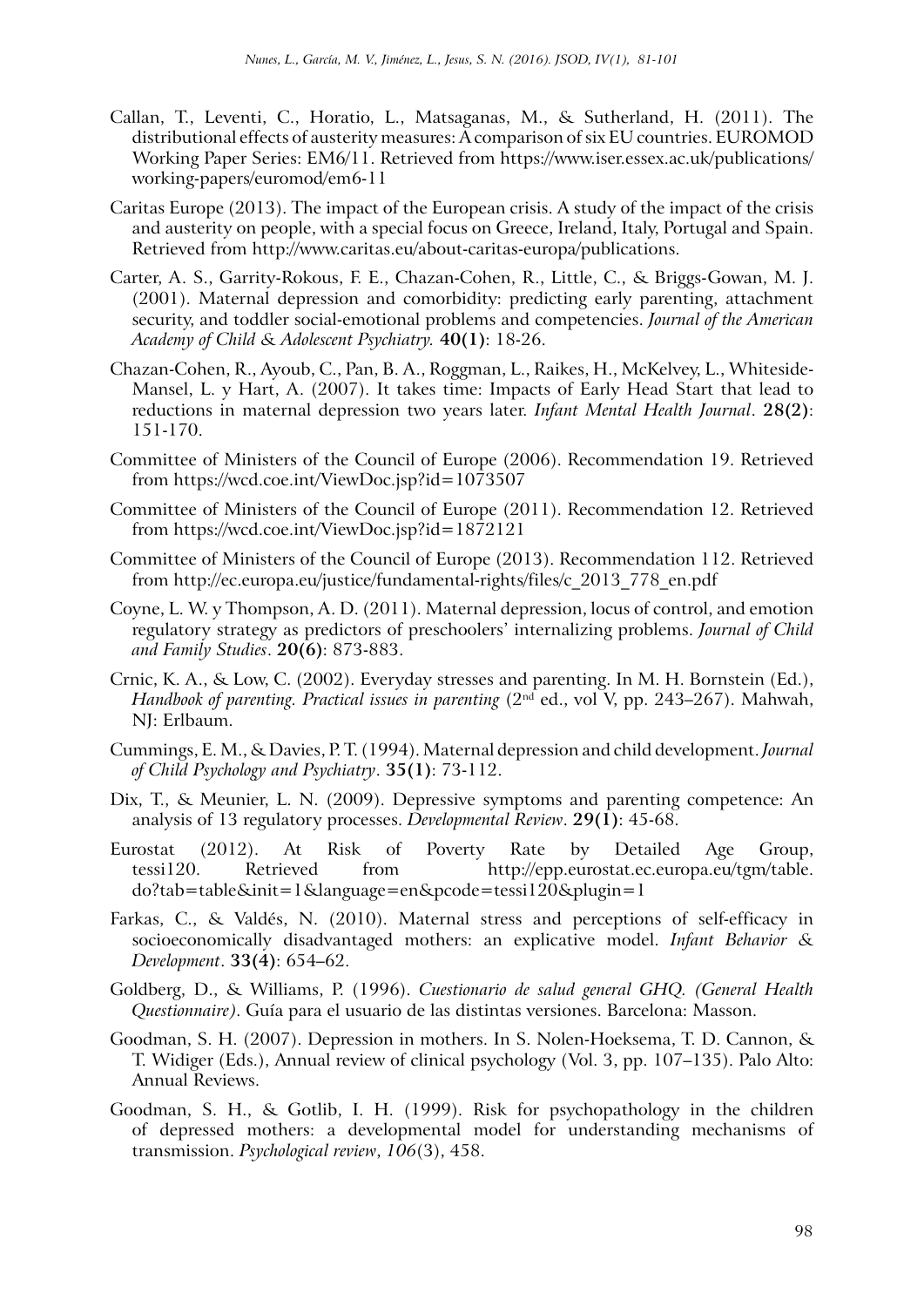Callan, T., Leventi, C., Horatio, L., Matsaganas, M., & Sutherland, H. (2011). The distributional effects of austerity measures: A comparison of six EU countries. EUROMOD Working Paper Series: EM6/11. Retrieved from https://www.iser.essex.ac.uk/publications/working-papers/euromod/em6-11

Caritas Europe (2013). The impact of the European crisis. A study of the impact of the crisis and austerity on people, with a special focus on Greece, Ireland, Italy, Portugal and Spain. Retrieved from http://www.caritas.eu/about-caritas-europa/publications.

Carter, A. S., Garrity-Rokous, F. E., Chazan-Cohen, R., Little, C., & Briggs-Gowan, M. J. (2001). Maternal depression and comorbidity: predicting early parenting, attachment security, and toddler social-emotional problems and competencies. *Journal of the American Academy of Child & Adolescent Psychiatry.* **40(1)**: 18-26.

Chazan-Cohen, R., Ayoub, C., Pan, B. A., Roggman, L., Raikes, H., McKelvey, L., Whiteside-Mansel, L. y Hart, A. (2007). It takes time: Impacts of Early Head Start that lead to reductions in maternal depression two years later. *Infant Mental Health Journal*. **28(2)**: 151-170.

Committee of Ministers of the Council of Europe (2006). Recommendation 19. Retrieved from https://wcd.coe.int/ViewDoc.jsp?id=1073507

Committee of Ministers of the Council of Europe (2011). Recommendation 12. Retrieved from https://wcd.coe.int/ViewDoc.jsp?id=1872121

Committee of Ministers of the Council of Europe (2013). Recommendation 112. Retrieved from http://ec.europa.eu/justice/fundamental-rights/files/c_2013_778_en.pdf

Coyne, L. W. y Thompson, A. D. (2011). Maternal depression, locus of control, and emotion regulatory strategy as predictors of preschoolers' internalizing problems. *Journal of Child and Family Studies*. **20(6)**: 873-883.

Crnic, K. A., & Low, C. (2002). Everyday stresses and parenting. In M. H. Bornstein (Ed.), *Handbook of parenting. Practical issues in parenting* (2nd ed., vol V, pp. 243–267). Mahwah, NJ: Erlbaum.

Cummings, E. M., & Davies, P. T. (1994). Maternal depression and child development. *Journal of Child Psychology and Psychiatry*. **35(1)**: 73-112.

Dix, T., & Meunier, L. N. (2009). Depressive symptoms and parenting competence: An analysis of 13 regulatory processes. *Developmental Review*. **29(1)**: 45-68.

Eurostat (2012). At Risk of Poverty Rate by Detailed Age Group, tessi120. Retrieved from http://epp.eurostat.ec.europa.eu/tgm/table.do?tab=table&init=1&language=en&pcode=tessi120&plugin=1

Farkas, C., & Valdés, N. (2010). Maternal stress and perceptions of self-efficacy in socioeconomically disadvantaged mothers: an explicative model. *Infant Behavior & Development*. **33(4)**: 654–62.

Goldberg, D., & Williams, P. (1996). *Cuestionario de salud general GHQ. (General Health Questionnaire)*. Guía para el usuario de las distintas versiones. Barcelona: Masson.

Goodman, S. H. (2007). Depression in mothers. In S. Nolen-Hoeksema, T. D. Cannon, & T. Widiger (Eds.), Annual review of clinical psychology (Vol. 3, pp. 107–135). Palo Alto: Annual Reviews.

Goodman, S. H., & Gotlib, I. H. (1999). Risk for psychopathology in the children of depressed mothers: a developmental model for understanding mechanisms of transmission. *Psychological review*, *106*(3), 458.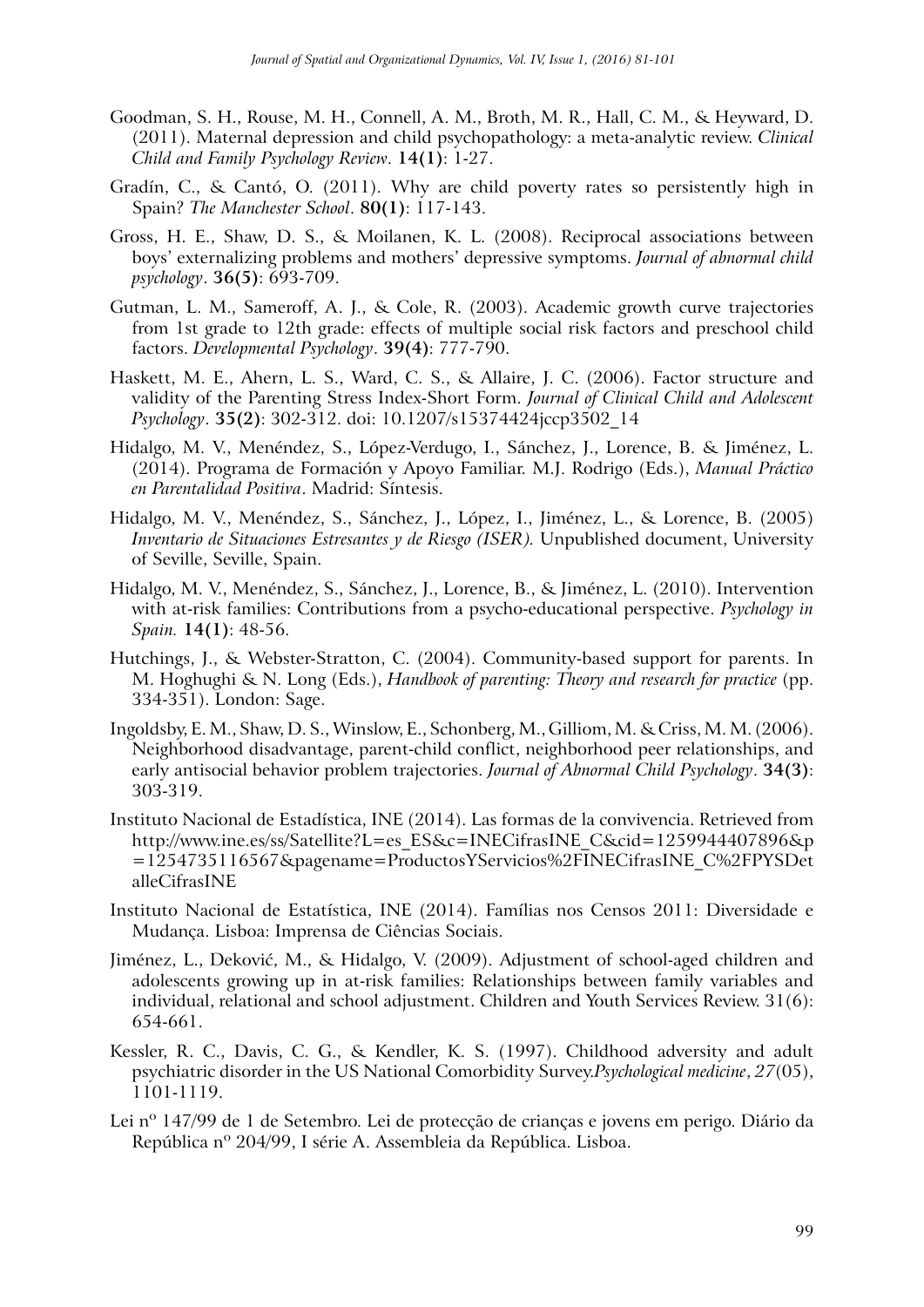Goodman, S. H., Rouse, M. H., Connell, A. M., Broth, M. R., Hall, C. M., & Heyward, D. (2011). Maternal depression and child psychopathology: a meta-analytic review. *Clinical Child and Family Psychology Review*. **14(1)**: 1-27.

Gradín, C., & Cantó, O. (2011). Why are child poverty rates so persistently high in Spain? *The Manchester School*. **80(1)**: 117-143.

Gross, H. E., Shaw, D. S., & Moilanen, K. L. (2008). Reciprocal associations between boys' externalizing problems and mothers' depressive symptoms. *Journal of abnormal child psychology*. **36(5)**: 693-709.

Gutman, L. M., Sameroff, A. J., & Cole, R. (2003). Academic growth curve trajectories from 1st grade to 12th grade: effects of multiple social risk factors and preschool child factors. *Developmental Psychology*. **39(4)**: 777-790.

Haskett, M. E., Ahern, L. S., Ward, C. S., & Allaire, J. C. (2006). Factor structure and validity of the Parenting Stress Index-Short Form. *Journal of Clinical Child and Adolescent Psychology*. **35(2)**: 302-312. doi: 10.1207/s15374424jccp3502_14

Hidalgo, M. V., Menéndez, S., López-Verdugo, I., Sánchez, J., Lorence, B. & Jiménez, L. (2014). Programa de Formación y Apoyo Familiar. M.J. Rodrigo (Eds.), *Manual Práctico en Parentalidad Positiva*. Madrid: Síntesis.

Hidalgo, M. V., Menéndez, S., Sánchez, J., López, I., Jiménez, L., & Lorence, B. (2005) *Inventario de Situaciones Estresantes y de Riesgo (ISER).* Unpublished document, University of Seville, Seville, Spain.

Hidalgo, M. V., Menéndez, S., Sánchez, J., Lorence, B., & Jiménez, L. (2010). Intervention with at-risk families: Contributions from a psycho-educational perspective. *Psychology in Spain.* **14(1)**: 48-56.

Hutchings, J., & Webster-Stratton, C. (2004). Community-based support for parents. In M. Hoghughi & N. Long (Eds.), *Handbook of parenting: Theory and research for practice* (pp. 334-351). London: Sage.

Ingoldsby, E. M., Shaw, D. S., Winslow, E., Schonberg, M., Gilliom, M. & Criss, M. M. (2006). Neighborhood disadvantage, parent-child conflict, neighborhood peer relationships, and early antisocial behavior problem trajectories. *Journal of Abnormal Child Psychology*. **34(3)**: 303-319.

Instituto Nacional de Estadística, INE (2014). Las formas de la convivencia. Retrieved from http://www.ine.es/ss/Satellite?L=es_ES&c=INECifrasINE_C&cid=1259944407896&p=1254735116567&pagename=ProductosYServicios%2FINECifrasINE_C%2FPYSDetalleCifrasINE

Instituto Nacional de Estatística, INE (2014). Famílias nos Censos 2011: Diversidade e Mudança. Lisboa: Imprensa de Ciências Sociais.

Jiménez, L., Deković, M., & Hidalgo, V. (2009). Adjustment of school-aged children and adolescents growing up in at-risk families: Relationships between family variables and individual, relational and school adjustment. Children and Youth Services Review. 31(6): 654-661.

Kessler, R. C., Davis, C. G., & Kendler, K. S. (1997). Childhood adversity and adult psychiatric disorder in the US National Comorbidity Survey.*Psychological medicine*, *27*(05), 1101-1119.

Lei nº 147/99 de 1 de Setembro. Lei de protecção de crianças e jovens em perigo. Diário da República nº 204/99, I série A. Assembleia da República. Lisboa.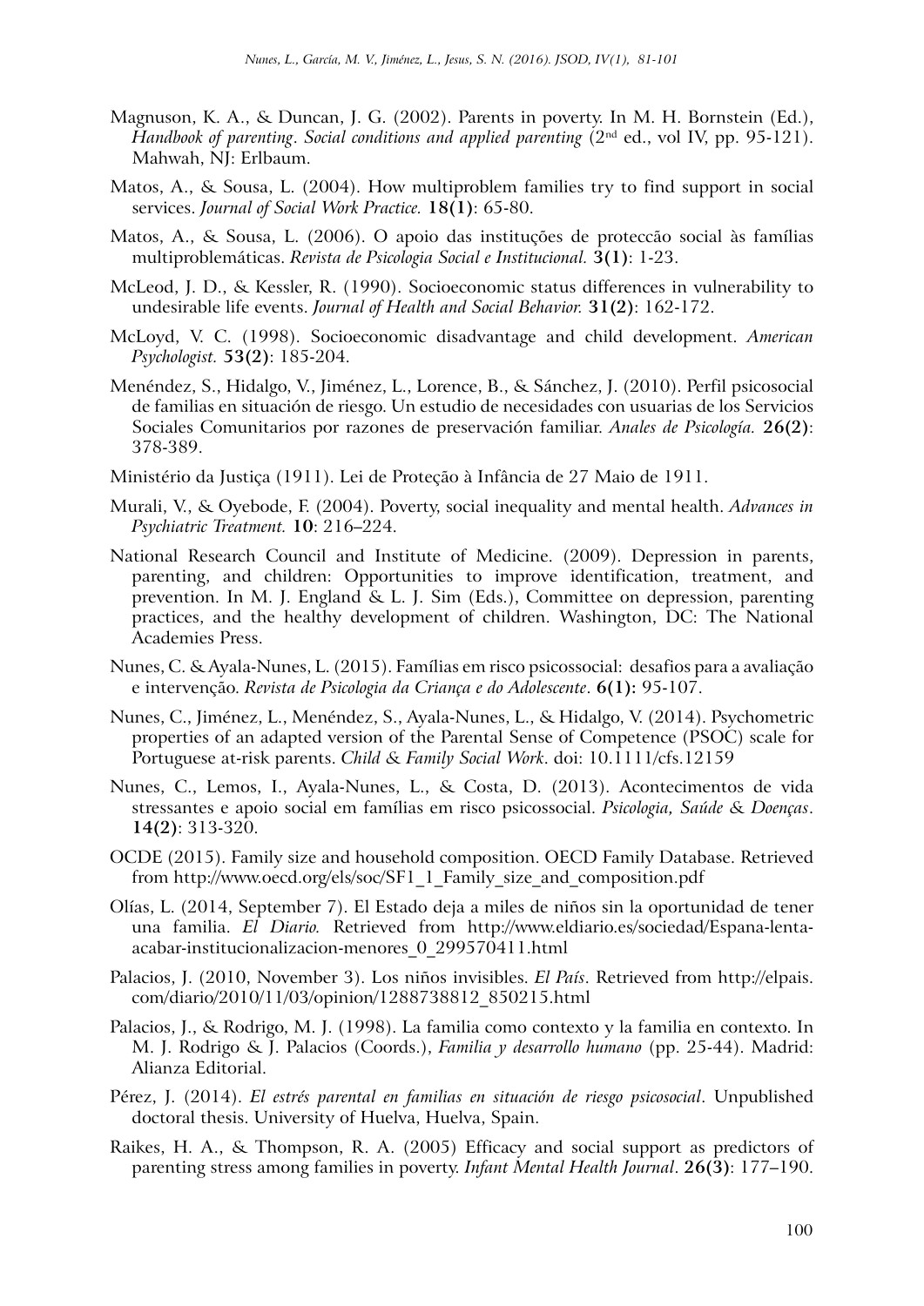Magnuson, K. A., & Duncan, J. G. (2002). Parents in poverty. In M. H. Bornstein (Ed.), *Handbook of parenting. Social conditions and applied parenting* (2nd ed., vol IV, pp. 95-121). Mahwah, NJ: Erlbaum.

Matos, A., & Sousa, L. (2004). How multiproblem families try to find support in social services. *Journal of Social Work Practice.* **18(1)**: 65-80.

Matos, A., & Sousa, L. (2006). O apoio das instituções de protecção social às famílias multiproblemáticas. *Revista de Psicologia Social e Institucional.* **3(1)**: 1-23.

McLeod, J. D., & Kessler, R. (1990). Socioeconomic status differences in vulnerability to undesirable life events. *Journal of Health and Social Behavior.* **31(2)**: 162-172.

McLoyd, V. C. (1998). Socioeconomic disadvantage and child development. *American Psychologist.* **53(2)**: 185-204.

Menéndez, S., Hidalgo, V., Jiménez, L., Lorence, B., & Sánchez, J. (2010). Perfil psicosocial de familias en situación de riesgo. Un estudio de necesidades con usuarias de los Servicios Sociales Comunitarios por razones de preservación familiar. *Anales de Psicología.* **26(2)**: 378-389.

Ministério da Justiça (1911). Lei de Proteção à Infância de 27 Maio de 1911.

Murali, V., & Oyebode, F. (2004). Poverty, social inequality and mental health. *Advances in Psychiatric Treatment.* **10**: 216–224.

National Research Council and Institute of Medicine. (2009). Depression in parents, parenting, and children: Opportunities to improve identification, treatment, and prevention. In M. J. England & L. J. Sim (Eds.), Committee on depression, parenting practices, and the healthy development of children. Washington, DC: The National Academies Press.

Nunes, C. & Ayala-Nunes, L. (2015). Famílias em risco psicossocial: desafios para a avaliação e intervenção. *Revista de Psicologia da Criança e do Adolescente*. **6(1):** 95-107.

Nunes, C., Jiménez, L., Menéndez, S., Ayala-Nunes, L., & Hidalgo, V. (2014). Psychometric properties of an adapted version of the Parental Sense of Competence (PSOC) scale for Portuguese at-risk parents. *Child & Family Social Work*. doi: 10.1111/cfs.12159

Nunes, C., Lemos, I., Ayala-Nunes, L., & Costa, D. (2013). Acontecimentos de vida stressantes e apoio social em famílias em risco psicossocial. *Psicologia, Saúde & Doenças*. **14(2)**: 313-320.

OCDE (2015). Family size and household composition. OECD Family Database. Retrieved from http://www.oecd.org/els/soc/SF1_1_Family_size_and_composition.pdf

Olías, L. (2014, September 7). El Estado deja a miles de niños sin la oportunidad de tener una familia. *El Diario.* Retrieved from http://www.eldiario.es/sociedad/Espana-lenta-acabar-institucionalizacion-menores_0_299570411.html

Palacios, J. (2010, November 3). Los niños invisibles. *El País*. Retrieved from http://elpais.com/diario/2010/11/03/opinion/1288738812_850215.html

Palacios, J., & Rodrigo, M. J. (1998). La familia como contexto y la familia en contexto. In M. J. Rodrigo & J. Palacios (Coords.), *Familia y desarrollo humano* (pp. 25-44). Madrid: Alianza Editorial.

Pérez, J. (2014). *El estrés parental en familias en situación de riesgo psicosocial*. Unpublished doctoral thesis. University of Huelva, Huelva, Spain.

Raikes, H. A., & Thompson, R. A. (2005) Efficacy and social support as predictors of parenting stress among families in poverty. *Infant Mental Health Journal*. **26(3)**: 177–190.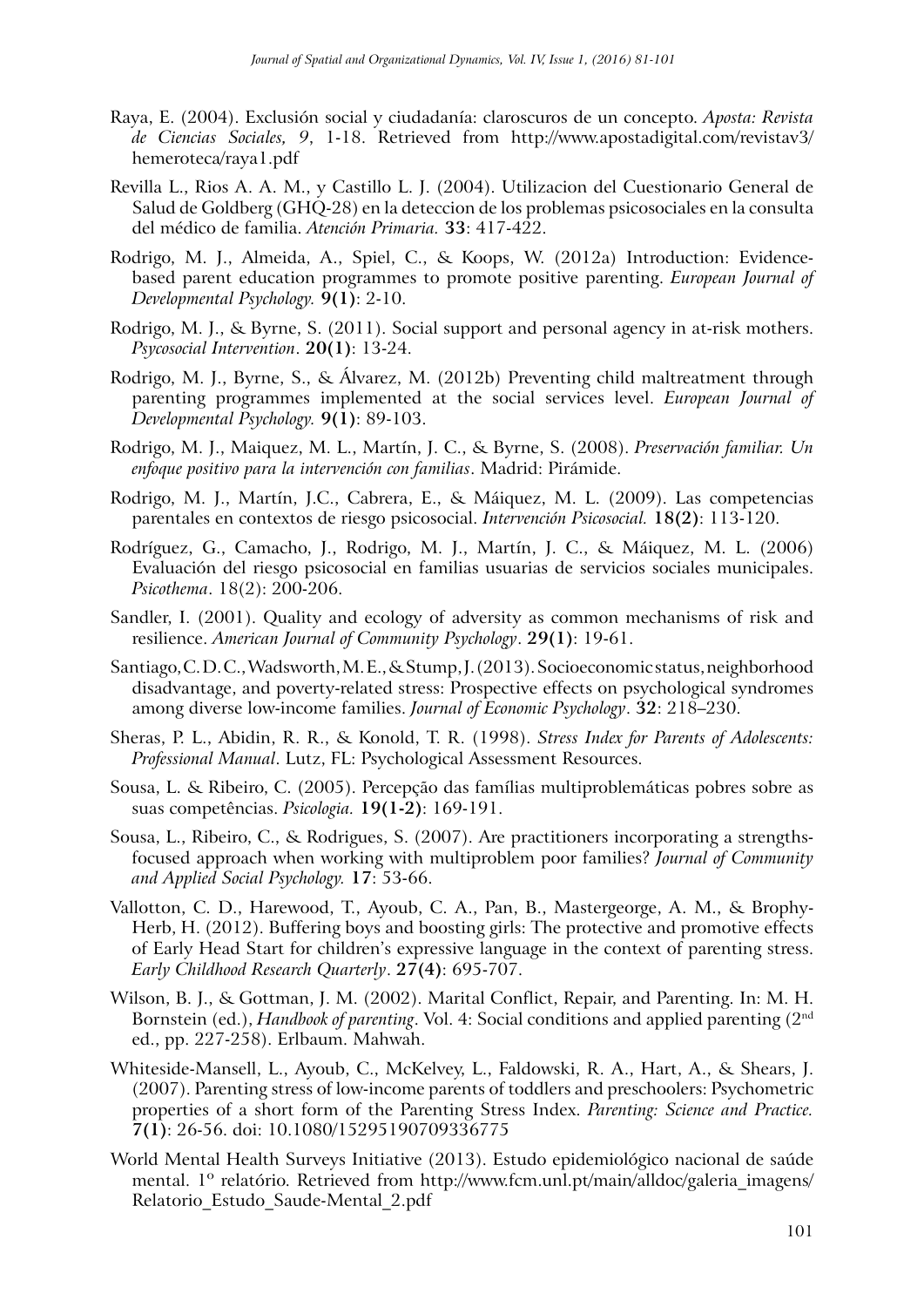Raya, E. (2004). Exclusión social y ciudadanía: claroscuros de un concepto. *Aposta: Revista de Ciencias Sociales, 9*, 1-18. Retrieved from http://www.apostadigital.com/revistav3/hemeroteca/raya1.pdf

Revilla L., Rios A. A. M., y Castillo L. J. (2004). Utilizacion del Cuestionario General de Salud de Goldberg (GHQ-28) en la deteccion de los problemas psicosociales en la consulta del médico de familia. *Atención Primaria.* **33**: 417-422.

Rodrigo, M. J., Almeida, A., Spiel, C., & Koops, W. (2012a) Introduction: Evidence-based parent education programmes to promote positive parenting. *European Journal of Developmental Psychology.* **9(1)**: 2-10.

Rodrigo, M. J., & Byrne, S. (2011). Social support and personal agency in at-risk mothers. *Psycosocial Intervention*. **20(1)**: 13-24.

Rodrigo, M. J., Byrne, S., & Álvarez, M. (2012b) Preventing child maltreatment through parenting programmes implemented at the social services level. *European Journal of Developmental Psychology.* **9(1)**: 89-103.

Rodrigo, M. J., Maiquez, M. L., Martín, J. C., & Byrne, S. (2008). *Preservación familiar. Un enfoque positivo para la intervención con familias*. Madrid: Pirámide.

Rodrigo, M. J., Martín, J.C., Cabrera, E., & Máiquez, M. L. (2009). Las competencias parentales en contextos de riesgo psicosocial. *Intervención Psicosocial.* **18(2)**: 113-120.

Rodríguez, G., Camacho, J., Rodrigo, M. J., Martín, J. C., & Máiquez, M. L. (2006) Evaluación del riesgo psicosocial en familias usuarias de servicios sociales municipales. *Psicothema*. 18(2): 200-206.

Sandler, I. (2001). Quality and ecology of adversity as common mechanisms of risk and resilience. *American Journal of Community Psychology*. **29(1)**: 19-61.

Santiago, C. D. C., Wadsworth, M. E., & Stump, J. (2013). Socioeconomic status, neighborhood disadvantage, and poverty-related stress: Prospective effects on psychological syndromes among diverse low-income families. *Journal of Economic Psychology*. **32**: 218–230.

Sheras, P. L., Abidin, R. R., & Konold, T. R. (1998). *Stress Index for Parents of Adolescents: Professional Manual*. Lutz, FL: Psychological Assessment Resources.

Sousa, L. & Ribeiro, C. (2005). Percepção das famílias multiproblemáticas pobres sobre as suas competências. *Psicologia.* **19(1-2)**: 169-191.

Sousa, L., Ribeiro, C., & Rodrigues, S. (2007). Are practitioners incorporating a strengths-focused approach when working with multiproblem poor families? *Journal of Community and Applied Social Psychology.* **17**: 53-66.

Vallotton, C. D., Harewood, T., Ayoub, C. A., Pan, B., Mastergeorge, A. M., & Brophy-Herb, H. (2012). Buffering boys and boosting girls: The protective and promotive effects of Early Head Start for children's expressive language in the context of parenting stress. *Early Childhood Research Quarterly*. **27(4)**: 695-707.

Wilson, B. J., & Gottman, J. M. (2002). Marital Conflict, Repair, and Parenting. In: M. H. Bornstein (ed.), *Handbook of parenting*. Vol. 4: Social conditions and applied parenting (2nd ed., pp. 227-258). Erlbaum. Mahwah.

Whiteside-Mansell, L., Ayoub, C., McKelvey, L., Faldowski, R. A., Hart, A., & Shears, J. (2007). Parenting stress of low-income parents of toddlers and preschoolers: Psychometric properties of a short form of the Parenting Stress Index. *Parenting: Science and Practice.* **7(1)**: 26-56. doi: 10.1080/15295190709336775

World Mental Health Surveys Initiative (2013). Estudo epidemiológico nacional de saúde mental. 1º relatório. Retrieved from http://www.fcm.unl.pt/main/alldoc/galeria_imagens/Relatorio_Estudo_Saude-Mental_2.pdf